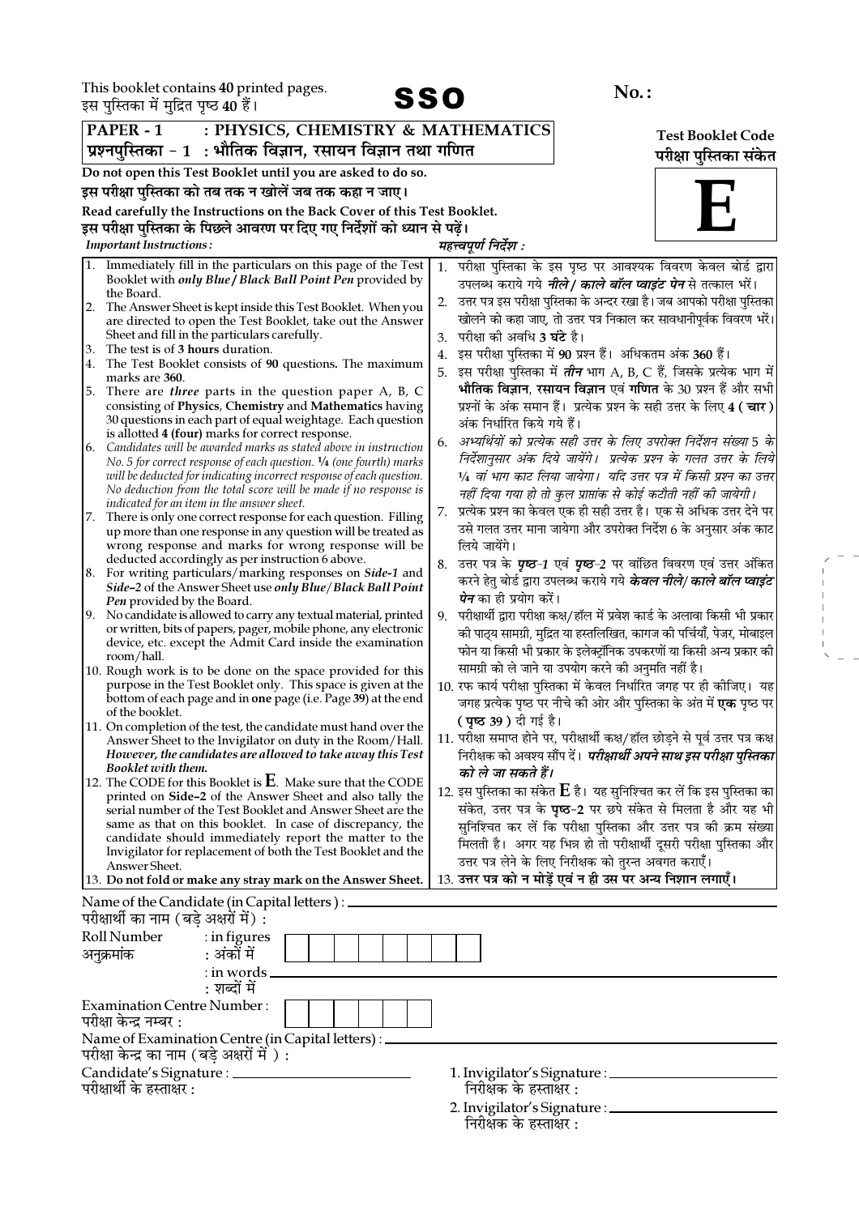This booklet contains **40** printed pages.
इस पुस्तिका में मुद्रित पृष्ठ **40** हैं।

# SSO

**No.:**

**PAPER - 1 : PHYSICS, CHEMISTRY & MATHEMATICS**
**प्रश्नपुस्तिका - 1 : भौतिक विज्ञान, रसायन विज्ञान तथा गणित**

**Test Booklet Code**
**परीक्षा पुस्तिका संकेत**

# E

**Do not open this Test Booklet until you are asked to do so.**
**इस परीक्षा पुस्तिका को तब तक न खोलें जब तक कहा न जाए।**

**Read carefully the Instructions on the Back Cover of this Test Booklet.**
**इस परीक्षा पुस्तिका के पिछले आवरण पर दिए गए निर्देशों को ध्यान से पढ़ें।**

***Important Instructions :***

1. Immediately fill in the particulars on this page of the Test Booklet with *only Blue / Black Ball Point Pen* provided by the Board.
2. The Answer Sheet is kept inside this Test Booklet. When you are directed to open the Test Booklet, take out the Answer Sheet and fill in the particulars carefully.
3. The test is of **3 hours** duration.
4. The Test Booklet consists of **90** questions. The maximum marks are **360**.
5. There are *three* parts in the question paper A, B, C consisting of **Physics**, **Chemistry** and **Mathematics** having 30 questions in each part of equal weightage. Each question is allotted **4 (four)** marks for correct response.
6. *Candidates will be awarded marks as stated above in instruction No. 5 for correct response of each question. ¼ (one fourth) marks will be deducted for indicating incorrect response of each question. No deduction from the total score will be made if no response is indicated for an item in the answer sheet.*
7. There is only one correct response for each question. Filling up more than one response in any question will be treated as wrong response and marks for wrong response will be deducted accordingly as per instruction 6 above.
8. For writing particulars/marking responses on *Side-1* and *Side-2* of the Answer Sheet use *only Blue / Black Ball Point Pen* provided by the Board.
9. No candidate is allowed to carry any textual material, printed or written, bits of papers, pager, mobile phone, any electronic device, etc. except the Admit Card inside the examination room/hall.
10. Rough work is to be done on the space provided for this purpose in the Test Booklet only. This space is given at the bottom of each page and in **one** page (i.e. Page **39**) at the end of the booklet.
11. On completion of the test, the candidate must hand over the Answer Sheet to the Invigilator on duty in the Room/Hall. *However, the candidates are allowed to take away this Test Booklet with them.*
12. The CODE for this Booklet is **E**. Make sure that the CODE printed on **Side-2** of the Answer Sheet and also tally the serial number of the Test Booklet and Answer Sheet are the same as that on this booklet. In case of discrepancy, the candidate should immediately report the matter to the Invigilator for replacement of both the Test Booklet and the Answer Sheet.
13. **Do not fold or make any stray mark on the Answer Sheet.**

***महत्त्वपूर्ण निर्देश :***

1. परीक्षा पुस्तिका के इस पृष्ठ पर आवश्यक विवरण केवल बोर्ड द्वारा उपलब्ध कराये गये ***नीले / काले बॉल प्वाइंट पेन*** से तत्काल भरें।
2. उत्तर पत्र इस परीक्षा पुस्तिका के अन्दर रखा है। जब आपको परीक्षा पुस्तिका खोलने को कहा जाए, तो उत्तर पत्र निकाल कर सावधानीपूर्वक विवरण भरें।
3. परीक्षा की अवधि **3 घंटे** है।
4. इस परीक्षा पुस्तिका में **90** प्रश्न हैं। अधिकतम अंक **360** हैं।
5. इस परीक्षा पुस्तिका में *तीन* भाग A, B, C हैं, जिसके प्रत्येक भाग में **भौतिक विज्ञान**, **रसायन विज्ञान** एवं **गणित** के 30 प्रश्न हैं और सभी प्रश्नों के अंक समान हैं। प्रत्येक प्रश्न के सही उत्तर के लिए **4 ( चार )** अंक निर्धारित किये गये हैं।
6. *अभ्यर्थियों को प्रत्येक सही उत्तर के लिए उपरोक्त निर्देशन संख्या 5 के निर्देशानुसार अंक दिये जायेंगे। प्रत्येक प्रश्न के गलत उत्तर के लिये ¼ वां भाग काट लिया जायेगा। यदि उत्तर पत्र में किसी प्रश्न का उत्तर नहीं दिया गया हो तो कुल प्राप्तांक से कोई कटौती नहीं की जायेगी।*
7. प्रत्येक प्रश्न का केवल एक ही सही उत्तर है। एक से अधिक उत्तर देने पर उसे गलत उत्तर माना जायेगा और उपरोक्त निर्देश 6 के अनुसार अंक काट लिये जायेंगे।
8. उत्तर पत्र के ***पृष्ठ-1*** एवं ***पृष्ठ-2*** पर वांछित विवरण एवं उत्तर अंकित करने हेतु बोर्ड द्वारा उपलब्ध कराये गये ***केवल नीले / काले बॉल प्वाइंट पेन*** का ही प्रयोग करें।
9. परीक्षार्थी द्वारा परीक्षा कक्ष/हॉल में प्रवेश कार्ड के अलावा किसी भी प्रकार की पाठ्य सामग्री, मुद्रित या हस्तलिखित, कागज की पर्चियाँ, पेजर, मोबाइल फोन या किसी भी प्रकार के इलेक्ट्रॉनिक उपकरणों या किसी अन्य प्रकार की सामग्री को ले जाने या उपयोग करने की अनुमति नहीं है।
10. रफ कार्य परीक्षा पुस्तिका में केवल निर्धारित जगह पर ही कीजिए। यह जगह प्रत्येक पृष्ठ पर नीचे की ओर और पुस्तिका के अंत में **एक** पृष्ठ पर **( पृष्ठ 39 )** दी गई है।
11. परीक्षा समाप्त होने पर, परीक्षार्थी कक्ष/हॉल छोड़ने से पूर्व उत्तर पत्र कक्ष निरीक्षक को अवश्य सौंप दें। ***परीक्षार्थी अपने साथ इस परीक्षा पुस्तिका को ले जा सकते हैं।***
12. इस पुस्तिका का संकेत **E** है। यह सुनिश्चित कर लें कि इस पुस्तिका का संकेत, उत्तर पत्र के **पृष्ठ-2** पर छपे संकेत से मिलता है और यह भी सुनिश्चित कर लें कि परीक्षा पुस्तिका और उत्तर पत्र की क्रम संख्या मिलती है। अगर यह भिन्न हो तो परीक्षार्थी दूसरी परीक्षा पुस्तिका और उत्तर पत्र लेने के लिए निरीक्षक को तुरन्त अवगत कराएँ।
13. **उत्तर पत्र को न मोड़ें एवं न ही उस पर अन्य निशान लगाएँ।**

Name of the Candidate (in Capital letters) : ____________________
परीक्षार्थी का नाम (बड़े अक्षरों में) :

Roll Number : in figures
अनुक्रमांक : अंकों में

: in words ____________________
: शब्दों में

Examination Centre Number :
परीक्षा केन्द्र नम्बर :

Name of Examination Centre (in Capital letters) : ____________________
परीक्षा केन्द्र का नाम (बड़े अक्षरों में ) :

Candidate's Signature : ____________________
परीक्षार्थी के हस्ताक्षर :

1. Invigilator's Signature : ____________________
निरीक्षक के हस्ताक्षर :

2. Invigilator's Signature : ____________________
निरीक्षक के हस्ताक्षर :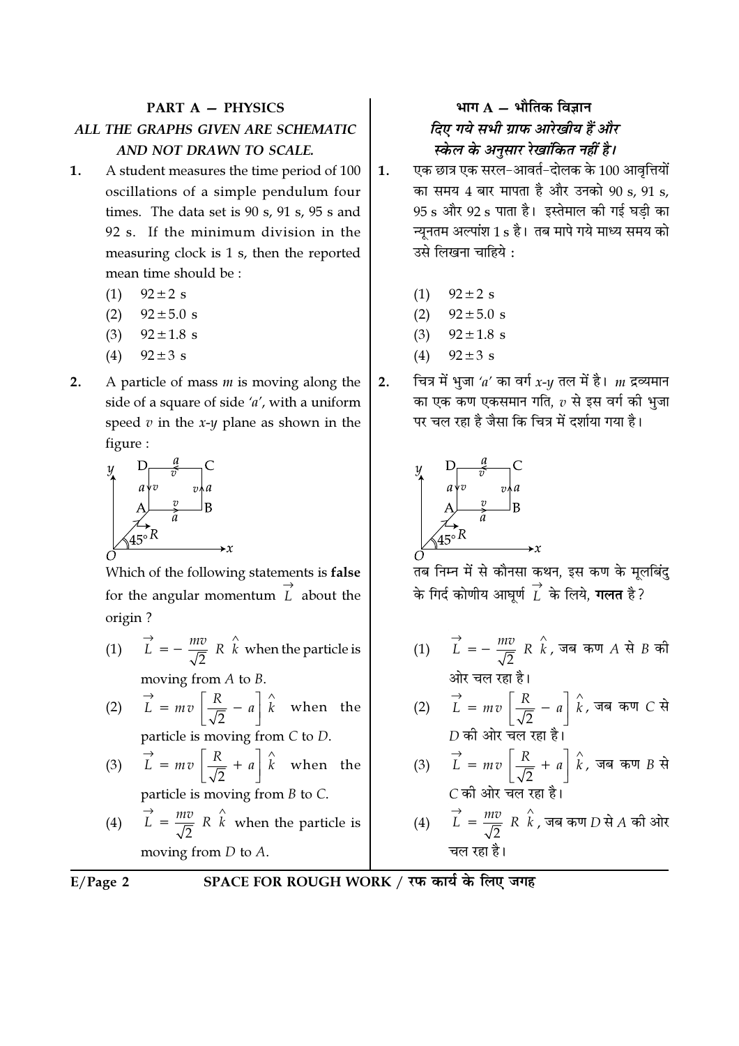## PART A — PHYSICS

***ALL THE GRAPHS GIVEN ARE SCHEMATIC AND NOT DRAWN TO SCALE.***

**1.** A student measures the time period of 100 oscillations of a simple pendulum four times. The data set is 90 s, 91 s, 95 s and 92 s. If the minimum division in the measuring clock is 1 s, then the reported mean time should be :

(1) $92 \pm 2$ s

(2) $92 \pm 5.0$ s

(3) $92 \pm 1.8$ s

(4) $92 \pm 3$ s

**2.** A particle of mass $m$ is moving along the side of a square of side '$a$', with a uniform speed $v$ in the $x$-$y$ plane as shown in the figure :

y
D a C
v
a v v a
A v B
a
45° R
O x

Which of the following statements is **false** for the angular momentum $\vec{L}$ about the origin ?

(1) $\vec{L} = -\dfrac{mv}{\sqrt{2}} R \hat{k}$ when the particle is moving from $A$ to $B$.

(2) $\vec{L} = mv\left[\dfrac{R}{\sqrt{2}} - a\right]\hat{k}$ when the particle is moving from $C$ to $D$.

(3) $\vec{L} = mv\left[\dfrac{R}{\sqrt{2}} + a\right]\hat{k}$ when the particle is moving from $B$ to $C$.

(4) $\vec{L} = \dfrac{mv}{\sqrt{2}} R \hat{k}$ when the particle is moving from $D$ to $A$.

## भाग A — भौतिक विज्ञान

***दिए गये सभी ग्राफ आरेखीय हैं और स्केल के अनुसार रेखांकित नहीं है।***

**1.** एक छात्र एक सरल-आवर्त-दोलक के 100 आवृत्तियों का समय 4 बार मापता है और उनको 90 s, 91 s, 95 s और 92 s पाता है। इस्तेमाल की गई घड़ी का न्यूनतम अल्पांश 1 s है। तब मापे गये माध्य समय को उसे लिखना चाहिये :

(1) $92 \pm 2$ s

(2) $92 \pm 5.0$ s

(3) $92 \pm 1.8$ s

(4) $92 \pm 3$ s

**2.** चित्र में भुजा '$a$' का वर्ग $x$-$y$ तल में है। $m$ द्रव्यमान का एक कण एकसमान गति, $v$ से इस वर्ग की भुजा पर चल रहा है जैसा कि चित्र में दर्शाया गया है।

y
D a C
v
a v v a
A v B
a
45° R
O x

तब निम्न में से कौनसा कथन, इस कण के मूलबिंदु के गिर्द कोणीय आघूर्ण $\vec{L}$ के लिये, **गलत** है ?

(1) $\vec{L} = -\dfrac{mv}{\sqrt{2}} R \hat{k}$, जब कण $A$ से $B$ की ओर चल रहा है।

(2) $\vec{L} = mv\left[\dfrac{R}{\sqrt{2}} - a\right]\hat{k}$, जब कण $C$ से $D$ की ओर चल रहा है।

(3) $\vec{L} = mv\left[\dfrac{R}{\sqrt{2}} + a\right]\hat{k}$, जब कण $B$ से $C$ की ओर चल रहा है।

(4) $\vec{L} = \dfrac{mv}{\sqrt{2}} R \hat{k}$, जब कण $D$ से $A$ की ओर चल रहा है।

SPACE FOR ROUGH WORK / रफ कार्य के लिए जगह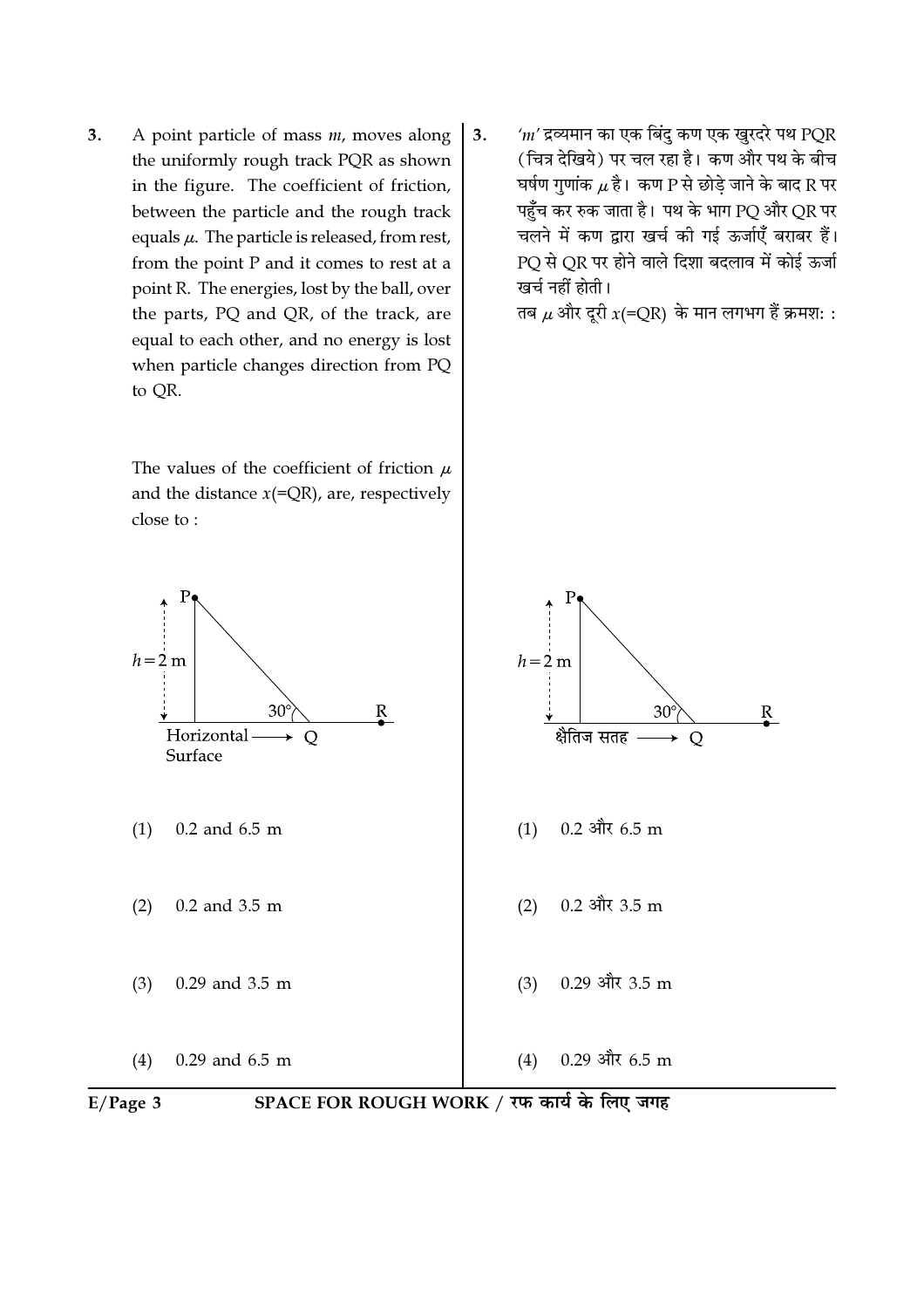3. A point particle of mass $m$, moves along the uniformly rough track PQR as shown in the figure. The coefficient of friction, between the particle and the rough track equals $\mu$. The particle is released, from rest, from the point P and it comes to rest at a point R. The energies, lost by the ball, over the parts, PQ and QR, of the track, are equal to each other, and no energy is lost when particle changes direction from PQ to QR.

The values of the coefficient of friction $\mu$ and the distance $x$(=QR), are, respectively close to :

P

$h = 2$ m

30°

R

Horizontal Surface → Q

(1) 0.2 and 6.5 m

(2) 0.2 and 3.5 m

(3) 0.29 and 3.5 m

(4) 0.29 and 6.5 m

3. '$m$' द्रव्यमान का एक बिंदु कण एक खुरदरे पथ PQR (चित्र देखिये) पर चल रहा है। कण और पथ के बीच घर्षण गुणांक $\mu$ है। कण P से छोड़े जाने के बाद R पर पहुँच कर रुक जाता है। पथ के भाग PQ और QR पर चलने में कण द्वारा खर्च की गई ऊर्जाएँ बराबर हैं। PQ से QR पर होने वाले दिशा बदलाव में कोई ऊर्जा खर्च नहीं होती।

तब $\mu$ और दूरी $x$(=QR) के मान लगभग हैं क्रमश: :

P

$h = 2$ m

30°

R

क्षैतिज सतह → Q

(1) 0.2 और 6.5 m

(2) 0.2 और 3.5 m

(3) 0.29 और 3.5 m

(4) 0.29 और 6.5 m

SPACE FOR ROUGH WORK / रफ कार्य के लिए जगह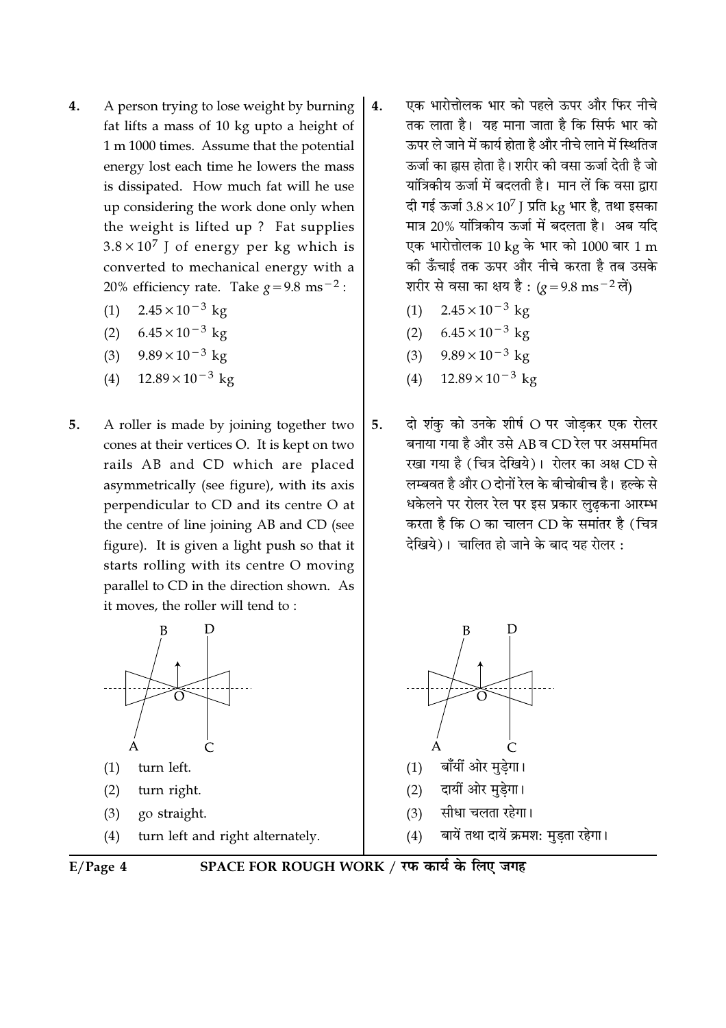4. A person trying to lose weight by burning fat lifts a mass of 10 kg upto a height of 1 m 1000 times. Assume that the potential energy lost each time he lowers the mass is dissipated. How much fat will he use up considering the work done only when the weight is lifted up ? Fat supplies $3.8 \times 10^7$ J of energy per kg which is converted to mechanical energy with a 20% efficiency rate. Take $g = 9.8 \text{ ms}^{-2}$ :

(1) $2.45 \times 10^{-3}$ kg

(2) $6.45 \times 10^{-3}$ kg

(3) $9.89 \times 10^{-3}$ kg

(4) $12.89 \times 10^{-3}$ kg

5. A roller is made by joining together two cones at their vertices O. It is kept on two rails AB and CD which are placed asymmetrically (see figure), with its axis perpendicular to CD and its centre O at the centre of line joining AB and CD (see figure). It is given a light push so that it starts rolling with its centre O moving parallel to CD in the direction shown. As it moves, the roller will tend to :

B D

O

A C

(1) turn left.

(2) turn right.

(3) go straight.

(4) turn left and right alternately.

4. एक भारोत्तोलक भार को पहले ऊपर और फिर नीचे तक लाता है। यह माना जाता है कि सिर्फ भार को ऊपर ले जाने में कार्य होता है और नीचे लाने में स्थितिज ऊर्जा का ह्रास होता है। शरीर की वसा ऊर्जा देती है जो यांत्रिकीय ऊर्जा में बदलती है। मान लें कि वसा द्वारा दी गई ऊर्जा $3.8 \times 10^7$ J प्रति kg भार है, तथा इसका मात्र 20% यांत्रिकीय ऊर्जा में बदलता है। अब यदि एक भारोत्तोलक 10 kg के भार को 1000 बार 1 m की ऊँचाई तक ऊपर और नीचे करता है तब उसके शरीर से वसा का क्षय है : ($g = 9.8 \text{ ms}^{-2}$ लें)

(1) $2.45 \times 10^{-3}$ kg

(2) $6.45 \times 10^{-3}$ kg

(3) $9.89 \times 10^{-3}$ kg

(4) $12.89 \times 10^{-3}$ kg

5. दो शंकु को उनके शीर्ष O पर जोड़कर एक रोलर बनाया गया है और उसे AB व CD रेल पर असममित रखा गया है (चित्र देखिये)। रोलर का अक्ष CD से लम्बवत है और O दोनों रेल के बीचोबीच है। हल्के से धकेलने पर रोलर रेल पर इस प्रकार लुढ़कना आरम्भ करता है कि O का चालन CD के समांतर है (चित्र देखिये)। चालित हो जाने के बाद यह रोलर :

B D

O

A C

(1) बाँयीं ओर मुड़ेगा।

(2) दायीं ओर मुड़ेगा।

(3) सीधा चलता रहेगा।

(4) बायें तथा दायें क्रमशः मुड़ता रहेगा।

SPACE FOR ROUGH WORK / रफ कार्य के लिए जगह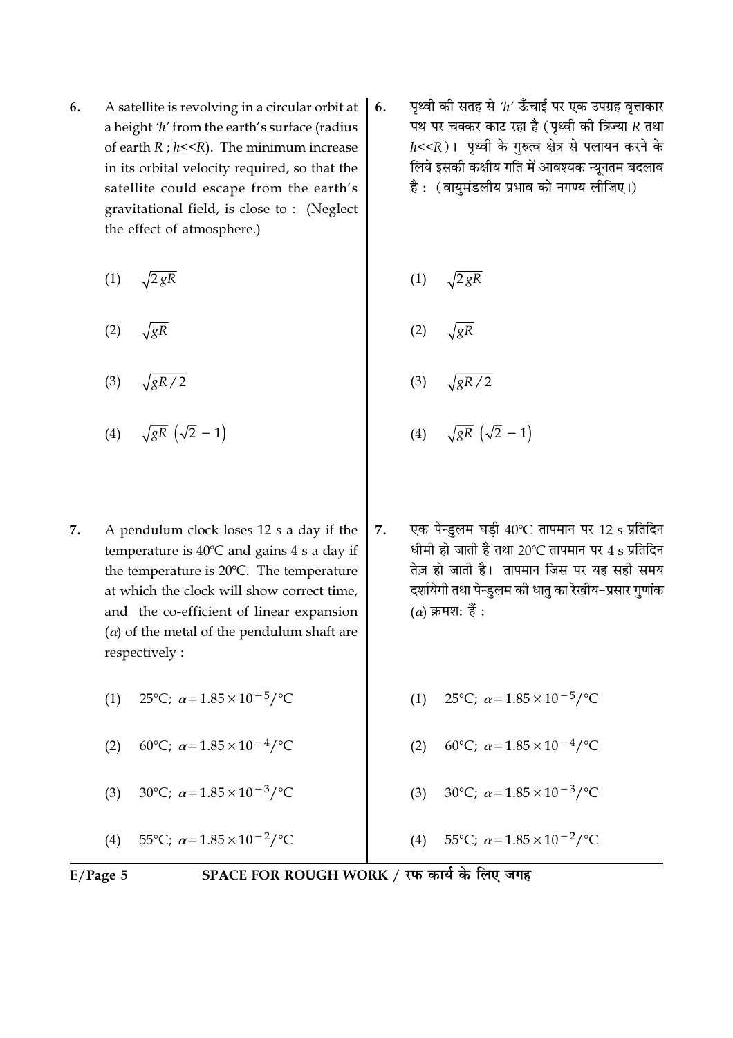6. A satellite is revolving in a circular orbit at a height '$h$' from the earth's surface (radius of earth $R$ ; $h<<R$). The minimum increase in its orbital velocity required, so that the satellite could escape from the earth's gravitational field, is close to : (Neglect the effect of atmosphere.)

(1) $\sqrt{2gR}$

(2) $\sqrt{gR}$

(3) $\sqrt{gR/2}$

(4) $\sqrt{gR}\left(\sqrt{2}-1\right)$

6. पृथ्वी की सतह से '$h$' ऊँचाई पर एक उपग्रह वृत्ताकार पथ पर चक्कर काट रहा है (पृथ्वी की त्रिज्या $R$ तथा $h<<R$)। पृथ्वी के गुरुत्व क्षेत्र से पलायन करने के लिये इसकी कक्षीय गति में आवश्यक न्यूनतम बदलाव है : (वायुमंडलीय प्रभाव को नगण्य लीजिए।)

(1) $\sqrt{2gR}$

(2) $\sqrt{gR}$

(3) $\sqrt{gR/2}$

(4) $\sqrt{gR}\left(\sqrt{2}-1\right)$

7. A pendulum clock loses 12 s a day if the temperature is 40°C and gains 4 s a day if the temperature is 20°C. The temperature at which the clock will show correct time, and the co-efficient of linear expansion ($\alpha$) of the metal of the pendulum shaft are respectively :

(1) 25°C; $\alpha = 1.85\times10^{-5}$/°C

(2) 60°C; $\alpha = 1.85\times10^{-4}$/°C

(3) 30°C; $\alpha = 1.85\times10^{-3}$/°C

(4) 55°C; $\alpha = 1.85\times10^{-2}$/°C

7. एक पेन्डुलम घड़ी 40°C तापमान पर 12 s प्रतिदिन धीमी हो जाती है तथा 20°C तापमान पर 4 s प्रतिदिन तेज़ हो जाती है। तापमान जिस पर यह सही समय दर्शायेगी तथा पेन्डुलम की धातु का रेखीय-प्रसार गुणांक ($\alpha$) क्रमशः हैं :

(1) 25°C; $\alpha = 1.85\times10^{-5}$/°C

(2) 60°C; $\alpha = 1.85\times10^{-4}$/°C

(3) 30°C; $\alpha = 1.85\times10^{-3}$/°C

(4) 55°C; $\alpha = 1.85\times10^{-2}$/°C

SPACE FOR ROUGH WORK / रफ कार्य के लिए जगह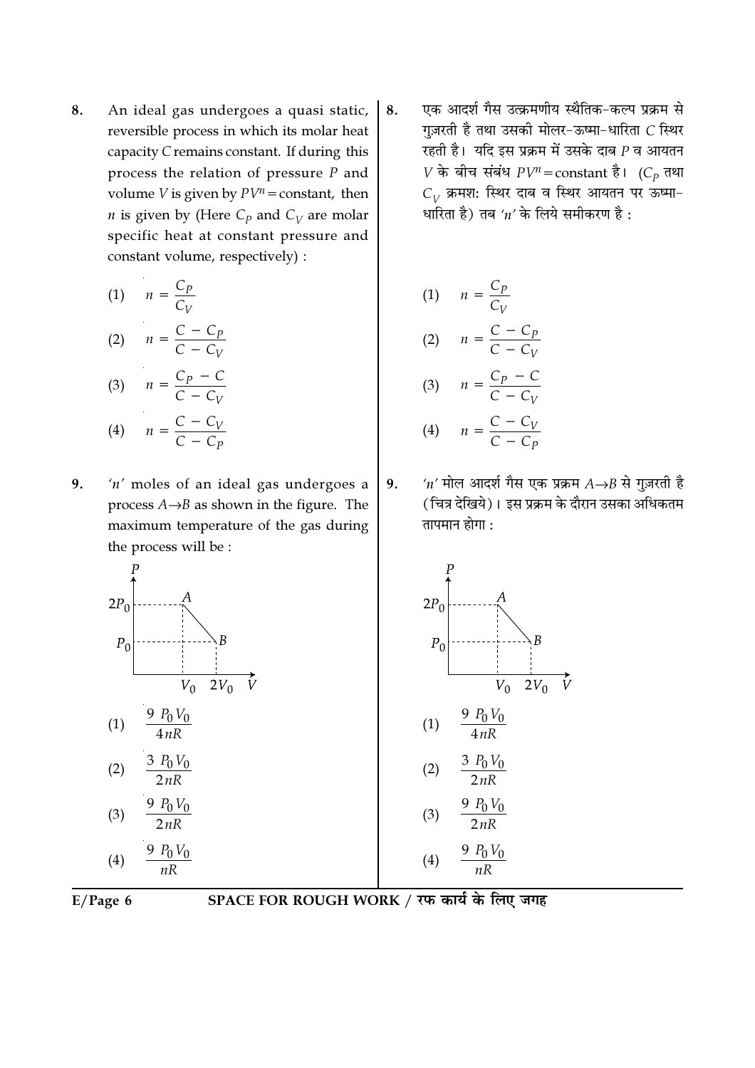8. An ideal gas undergoes a quasi static, reversible process in which its molar heat capacity $C$ remains constant. If during this process the relation of pressure $P$ and volume $V$ is given by $PV^n$ = constant, then $n$ is given by (Here $C_P$ and $C_V$ are molar specific heat at constant pressure and constant volume, respectively) :

(1) $n = \frac{C_P}{C_V}$

(2) $n = \frac{C - C_P}{C - C_V}$

(3) $n = \frac{C_P - C}{C - C_V}$

(4) $n = \frac{C - C_V}{C - C_P}$

8. एक आदर्श गैस उत्क्रमणीय स्थैतिक-कल्प प्रक्रम से गुज़रती है तथा उसकी मोलर-ऊष्मा-धारिता $C$ स्थिर रहती है। यदि इस प्रक्रम में उसके दाब $P$ व आयतन $V$ के बीच संबंध $PV^n$ = constant है। ($C_P$ तथा $C_V$ क्रमशः स्थिर दाब व स्थिर आयतन पर ऊष्मा-धारिता है) तब '$n$' के लिये समीकरण है :

(1) $n = \frac{C_P}{C_V}$

(2) $n = \frac{C - C_P}{C - C_V}$

(3) $n = \frac{C_P - C}{C - C_V}$

(4) $n = \frac{C - C_V}{C - C_P}$

9. '$n$' moles of an ideal gas undergoes a process $A \rightarrow B$ as shown in the figure. The maximum temperature of the gas during the process will be :

P
$2P_0$
A
$P_0$
B
$V_0$ $2V_0$ V

(1) $\frac{9 P_0 V_0}{4nR}$

(2) $\frac{3 P_0 V_0}{2nR}$

(3) $\frac{9 P_0 V_0}{2nR}$

(4) $\frac{9 P_0 V_0}{nR}$

9. '$n$' मोल आदर्श गैस एक प्रक्रम $A \rightarrow B$ से गुज़रती है (चित्र देखिये)। इस प्रक्रम के दौरान उसका अधिकतम तापमान होगा :

P
$2P_0$
A
$P_0$
B
$V_0$ $2V_0$ V

(1) $\frac{9 P_0 V_0}{4nR}$

(2) $\frac{3 P_0 V_0}{2nR}$

(3) $\frac{9 P_0 V_0}{2nR}$

(4) $\frac{9 P_0 V_0}{nR}$

SPACE FOR ROUGH WORK / रफ कार्य के लिए जगह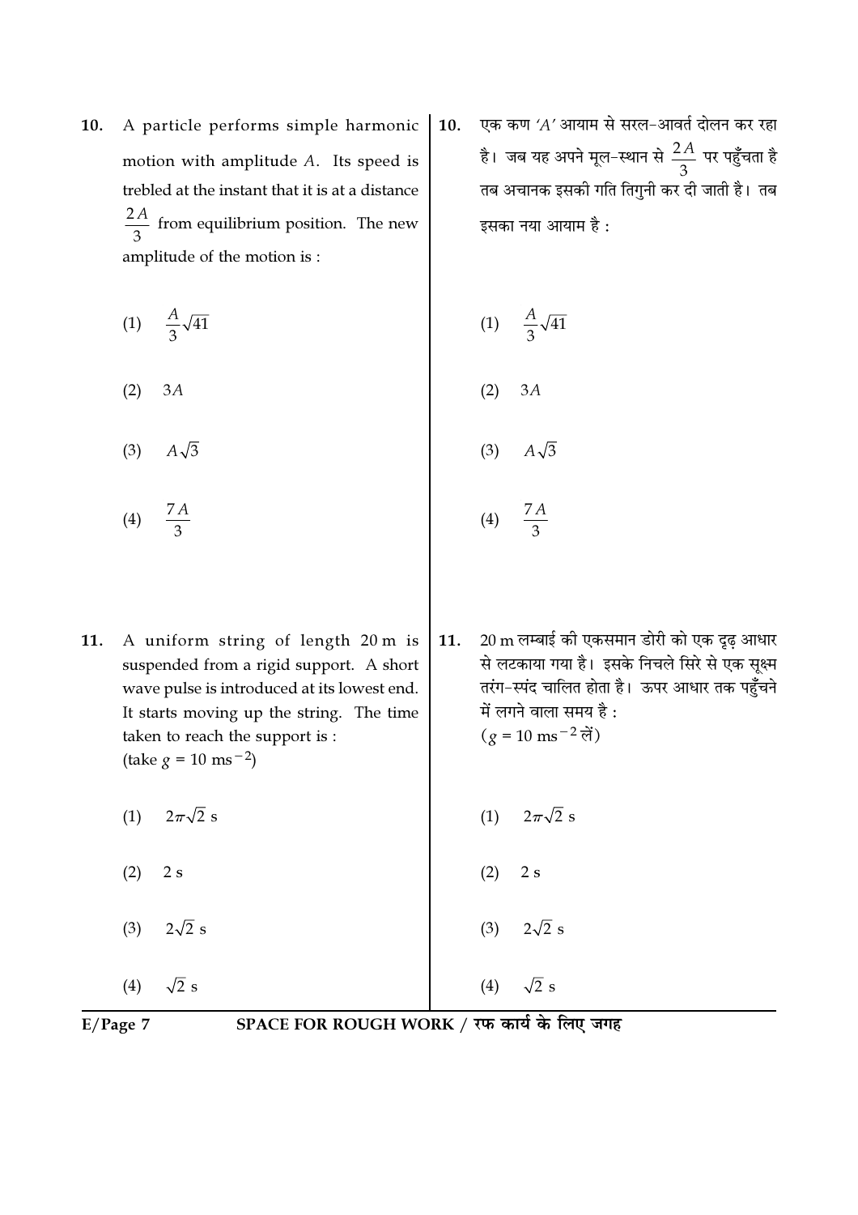10. A particle performs simple harmonic motion with amplitude $A$. Its speed is trebled at the instant that it is at a distance $\frac{2A}{3}$ from equilibrium position. The new amplitude of the motion is :

(1) $\frac{A}{3}\sqrt{41}$

(2) $3A$

(3) $A\sqrt{3}$

(4) $\frac{7A}{3}$

10. एक कण 'A' आयाम से सरल-आवर्त दोलन कर रहा है। जब यह अपने मूल-स्थान से $\frac{2A}{3}$ पर पहुँचता है तब अचानक इसकी गति तिगुनी कर दी जाती है। तब इसका नया आयाम है :

(1) $\frac{A}{3}\sqrt{41}$

(2) $3A$

(3) $A\sqrt{3}$

(4) $\frac{7A}{3}$

11. A uniform string of length 20 m is suspended from a rigid support. A short wave pulse is introduced at its lowest end. It starts moving up the string. The time taken to reach the support is :
(take $g = 10 \text{ ms}^{-2}$)

(1) $2\pi\sqrt{2}$ s

(2) 2 s

(3) $2\sqrt{2}$ s

(4) $\sqrt{2}$ s

11. 20 m लम्बाई की एकसमान डोरी को एक दृढ़ आधार से लटकाया गया है। इसके निचले सिरे से एक सूक्ष्म तरंग-स्पंद चालित होता है। ऊपर आधार तक पहुँचने में लगने वाला समय है :
($g = 10 \text{ ms}^{-2}$ लें)

(1) $2\pi\sqrt{2}$ s

(2) 2 s

(3) $2\sqrt{2}$ s

(4) $\sqrt{2}$ s

SPACE FOR ROUGH WORK / रफ कार्य के लिए जगह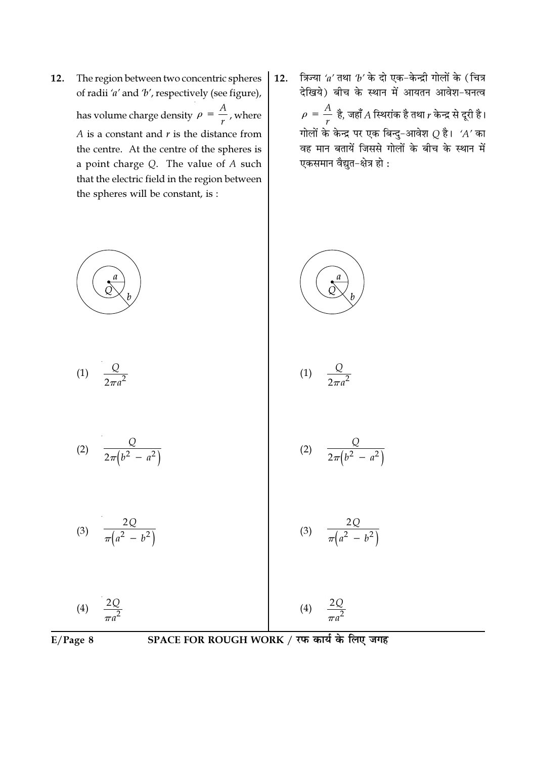**12.** The region between two concentric spheres of radii '$a$' and '$b$', respectively (see figure), has volume charge density $\rho = \frac{A}{r}$, where $A$ is a constant and $r$ is the distance from the centre. At the centre of the spheres is a point charge $Q$. The value of $A$ such that the electric field in the region between the spheres will be constant, is :

(1) $\frac{Q}{2\pi a^2}$

(2) $\frac{Q}{2\pi\left(b^2 - a^2\right)}$

(3) $\frac{2Q}{\pi\left(a^2 - b^2\right)}$

(4) $\frac{2Q}{\pi a^2}$

**12.** त्रिज्या '$a$' तथा '$b$' के दो एक-केन्द्री गोलों के (चित्र देखिये) बीच के स्थान में आयतन आवेश-घनत्व $\rho = \frac{A}{r}$ है, जहाँ $A$ स्थिरांक है तथा $r$ केन्द्र से दूरी है। गोलों के केन्द्र पर एक बिन्दु-आवेश $Q$ है। '$A$' का वह मान बतायें जिससे गोलों के बीच के स्थान में एकसमान वैद्युत-क्षेत्र हो :

(1) $\frac{Q}{2\pi a^2}$

(2) $\frac{Q}{2\pi\left(b^2 - a^2\right)}$

(3) $\frac{2Q}{\pi\left(a^2 - b^2\right)}$

(4) $\frac{2Q}{\pi a^2}$

SPACE FOR ROUGH WORK / रफ कार्य के लिए जगह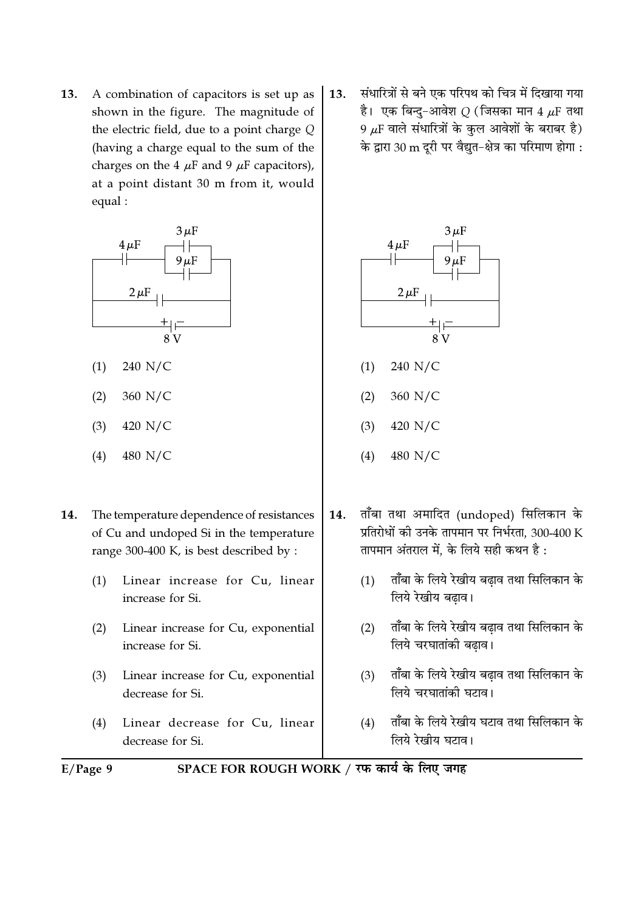13. A combination of capacitors is set up as shown in the figure. The magnitude of the electric field, due to a point charge $Q$ (having a charge equal to the sum of the charges on the $4\ \mu F$ and $9\ \mu F$ capacitors), at a point distant 30 m from it, would equal :

$3\mu F$
$4\mu F$
$9\mu F$
$2\mu F$
+ −
8 V

(1) 240 N/C

(2) 360 N/C

(3) 420 N/C

(4) 480 N/C

13. संधारित्रों से बने एक परिपथ को चित्र में दिखाया गया है। एक बिन्दु-आवेश $Q$ (जिसका मान $4\ \mu F$ तथा $9\ \mu F$ वाले संधारित्रों के कुल आवेशों के बराबर है) के द्वारा 30 m दूरी पर वैद्युत-क्षेत्र का परिमाण होगा :

$3\mu F$
$4\mu F$
$9\mu F$
$2\mu F$
+ −
8 V

(1) 240 N/C

(2) 360 N/C

(3) 420 N/C

(4) 480 N/C

14. The temperature dependence of resistances of Cu and undoped Si in the temperature range 300-400 K, is best described by :

(1) Linear increase for Cu, linear increase for Si.

(2) Linear increase for Cu, exponential increase for Si.

(3) Linear increase for Cu, exponential decrease for Si.

(4) Linear decrease for Cu, linear decrease for Si.

14. ताँबा तथा अमादित (undoped) सिलिकान के प्रतिरोधों की उनके तापमान पर निर्भरता, 300-400 K तापमान अंतराल में, के लिये सही कथन है :

(1) ताँबा के लिये रेखीय बढ़ाव तथा सिलिकान के लिये रेखीय बढ़ाव।

(2) ताँबा के लिये रेखीय बढ़ाव तथा सिलिकान के लिये चरघातांकी बढ़ाव।

(3) ताँबा के लिये रेखीय बढ़ाव तथा सिलिकान के लिये चरघातांकी घटाव।

(4) ताँबा के लिये रेखीय घटाव तथा सिलिकान के लिये रेखीय घटाव।

SPACE FOR ROUGH WORK / रफ कार्य के लिए जगह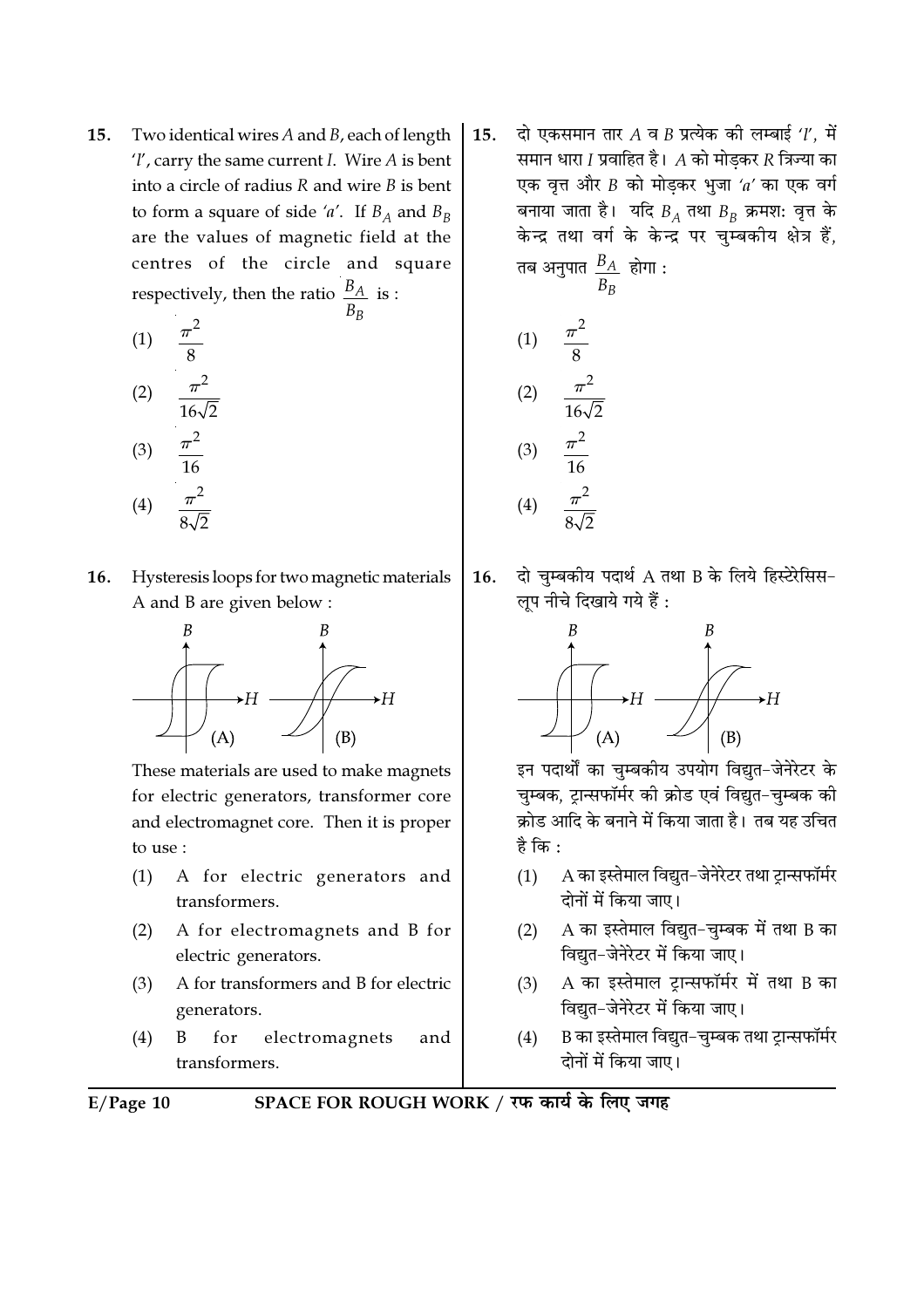15. Two identical wires $A$ and $B$, each of length '$l$', carry the same current $I$. Wire $A$ is bent into a circle of radius $R$ and wire $B$ is bent to form a square of side '$a$'. If $B_A$ and $B_B$ are the values of magnetic field at the centres of the circle and square respectively, then the ratio $\frac{B_A}{B_B}$ is :

(1) $\frac{\pi^2}{8}$

(2) $\frac{\pi^2}{16\sqrt{2}}$

(3) $\frac{\pi^2}{16}$

(4) $\frac{\pi^2}{8\sqrt{2}}$

16. Hysteresis loops for two magnetic materials A and B are given below :

B
H
(A)
B
H
(B)

These materials are used to make magnets for electric generators, transformer core and electromagnet core. Then it is proper to use :

(1) A for electric generators and transformers.

(2) A for electromagnets and B for electric generators.

(3) A for transformers and B for electric generators.

(4) B for electromagnets and transformers.

15. दो एकसमान तार $A$ व $B$ प्रत्येक की लम्बाई '$l$', में समान धारा $I$ प्रवाहित है। $A$ को मोड़कर $R$ त्रिज्या का एक वृत्त और $B$ को मोड़कर भुजा '$a$' का एक वर्ग बनाया जाता है। यदि $B_A$ तथा $B_B$ क्रमशः वृत्त के केन्द्र तथा वर्ग के केन्द्र पर चुम्बकीय क्षेत्र हैं, तब अनुपात $\frac{B_A}{B_B}$ होगा :

(1) $\frac{\pi^2}{8}$

(2) $\frac{\pi^2}{16\sqrt{2}}$

(3) $\frac{\pi^2}{16}$

(4) $\frac{\pi^2}{8\sqrt{2}}$

16. दो चुम्बकीय पदार्थ A तथा B के लिये हिस्टेरेसिस-लूप नीचे दिखाये गये हैं :

B
H
(A)
B
H
(B)

इन पदार्थों का चुम्बकीय उपयोग विद्युत-जेनेरेटर के चुम्बक, ट्रान्सफॉर्मर की क्रोड एवं विद्युत-चुम्बक की क्रोड आदि के बनाने में किया जाता है। तब यह उचित है कि :

(1) A का इस्तेमाल विद्युत-जेनेरेटर तथा ट्रान्सफॉर्मर दोनों में किया जाए।

(2) A का इस्तेमाल विद्युत-चुम्बक में तथा B का विद्युत-जेनेरेटर में किया जाए।

(3) A का इस्तेमाल ट्रान्सफॉर्मर में तथा B का विद्युत-जेनेरेटर में किया जाए।

(4) B का इस्तेमाल विद्युत-चुम्बक तथा ट्रान्सफॉर्मर दोनों में किया जाए।

SPACE FOR ROUGH WORK / रफ कार्य के लिए जगह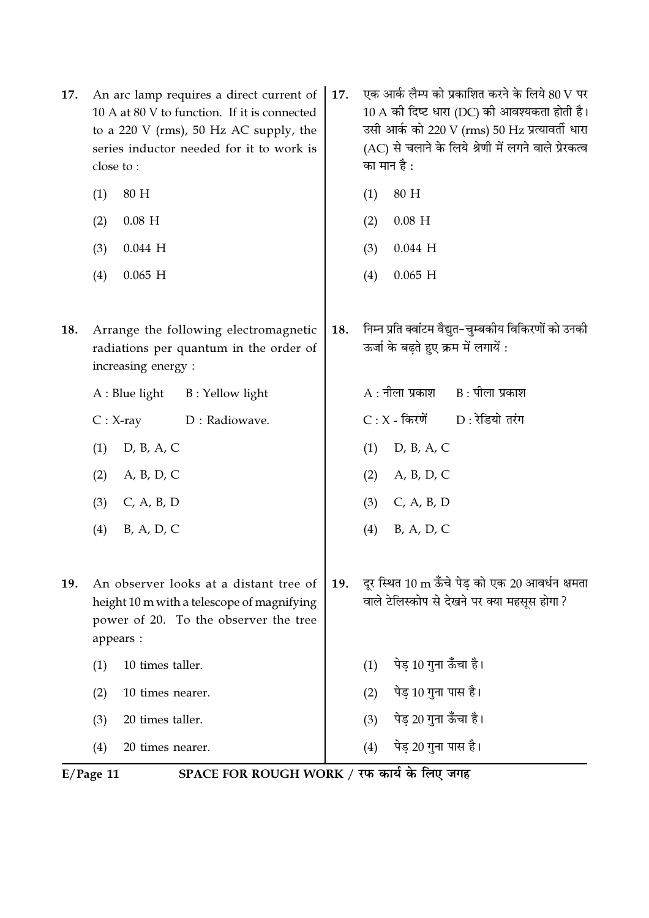17. An arc lamp requires a direct current of 10 A at 80 V to function. If it is connected to a 220 V (rms), 50 Hz AC supply, the series inductor needed for it to work is close to :

(1) 80 H
(2) 0.08 H
(3) 0.044 H
(4) 0.065 H

17. एक आर्क लैम्प को प्रकाशित करने के लिये 80 V पर 10 A की दिष्ट धारा (DC) की आवश्यकता होती है। उसी आर्क को 220 V (rms) 50 Hz प्रत्यावर्ती धारा (AC) से चलाने के लिये श्रेणी में लगने वाले प्रेरकत्व का मान है :

(1) 80 H
(2) 0.08 H
(3) 0.044 H
(4) 0.065 H

18. Arrange the following electromagnetic radiations per quantum in the order of increasing energy :

A : Blue light B : Yellow light
C : X-ray D : Radiowave.

(1) D, B, A, C
(2) A, B, D, C
(3) C, A, B, D
(4) B, A, D, C

18. निम्न प्रति क्वांटम वैद्युत-चुम्बकीय विकिरणों को उनकी ऊर्जा के बढ़ते हुए क्रम में लगायें :

A : नीला प्रकाश B : पीला प्रकाश
C : X - किरणें D : रेडियो तरंग

(1) D, B, A, C
(2) A, B, D, C
(3) C, A, B, D
(4) B, A, D, C

19. An observer looks at a distant tree of height 10 m with a telescope of magnifying power of 20. To the observer the tree appears :

(1) 10 times taller.
(2) 10 times nearer.
(3) 20 times taller.
(4) 20 times nearer.

19. दूर स्थित 10 m ऊँचे पेड़ को एक 20 आवर्धन क्षमता वाले टेलिस्कोप से देखने पर क्या महसूस होगा ?

(1) पेड़ 10 गुना ऊँचा है।
(2) पेड़ 10 गुना पास है।
(3) पेड़ 20 गुना ऊँचा है।
(4) पेड़ 20 गुना पास है।

SPACE FOR ROUGH WORK / रफ कार्य के लिए जगह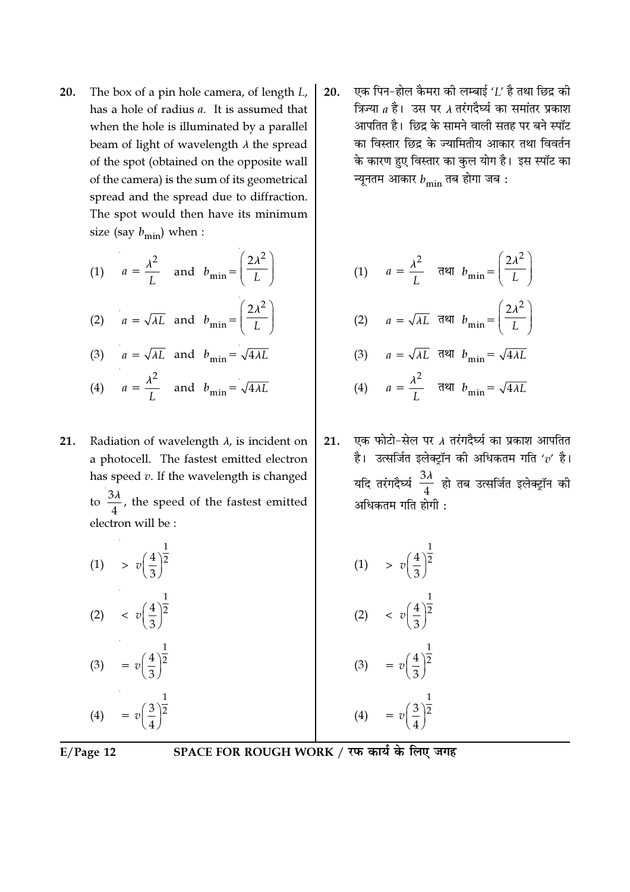20. The box of a pin hole camera, of length $L$, has a hole of radius $a$. It is assumed that when the hole is illuminated by a parallel beam of light of wavelength $\lambda$ the spread of the spot (obtained on the opposite wall of the camera) is the sum of its geometrical spread and the spread due to diffraction. The spot would then have its minimum size (say $b_{\text{min}}$) when :

(1) $a = \dfrac{\lambda^2}{L}$ and $b_{\text{min}} = \left(\dfrac{2\lambda^2}{L}\right)$

(2) $a = \sqrt{\lambda L}$ and $b_{\text{min}} = \left(\dfrac{2\lambda^2}{L}\right)$

(3) $a = \sqrt{\lambda L}$ and $b_{\text{min}} = \sqrt{4\lambda L}$

(4) $a = \dfrac{\lambda^2}{L}$ and $b_{\text{min}} = \sqrt{4\lambda L}$

20. एक पिन-होल कैमरा की लम्बाई '$L$' है तथा छिद्र की त्रिज्या $a$ है। उस पर $\lambda$ तरंगदैर्घ्य का समांतर प्रकाश आपतित है। छिद्र के सामने वाली सतह पर बने स्पॉट का विस्तार छिद्र के ज्यामितीय आकार तथा विवर्तन के कारण हुए विस्तार का कुल योग है। इस स्पॉट का न्यूनतम आकार $b_{\text{min}}$ तब होगा जब :

(1) $a = \dfrac{\lambda^2}{L}$ तथा $b_{\text{min}} = \left(\dfrac{2\lambda^2}{L}\right)$

(2) $a = \sqrt{\lambda L}$ तथा $b_{\text{min}} = \left(\dfrac{2\lambda^2}{L}\right)$

(3) $a = \sqrt{\lambda L}$ तथा $b_{\text{min}} = \sqrt{4\lambda L}$

(4) $a = \dfrac{\lambda^2}{L}$ तथा $b_{\text{min}} = \sqrt{4\lambda L}$

21. Radiation of wavelength $\lambda$, is incident on a photocell. The fastest emitted electron has speed $v$. If the wavelength is changed to $\dfrac{3\lambda}{4}$, the speed of the fastest emitted electron will be :

(1) $> v\left(\dfrac{4}{3}\right)^{\frac{1}{2}}$

(2) $< v\left(\dfrac{4}{3}\right)^{\frac{1}{2}}$

(3) $= v\left(\dfrac{4}{3}\right)^{\frac{1}{2}}$

(4) $= v\left(\dfrac{3}{4}\right)^{\frac{1}{2}}$

21. एक फोटो-सेल पर $\lambda$ तरंगदैर्घ्य का प्रकाश आपतित है। उत्सर्जित इलेक्ट्रॉन की अधिकतम गति '$v$' है। यदि तरंगदैर्घ्य $\dfrac{3\lambda}{4}$ हो तब उत्सर्जित इलेक्ट्रॉन की अधिकतम गति होगी :

(1) $> v\left(\dfrac{4}{3}\right)^{\frac{1}{2}}$

(2) $< v\left(\dfrac{4}{3}\right)^{\frac{1}{2}}$

(3) $= v\left(\dfrac{4}{3}\right)^{\frac{1}{2}}$

(4) $= v\left(\dfrac{3}{4}\right)^{\frac{1}{2}}$

SPACE FOR ROUGH WORK / रफ कार्य के लिए जगह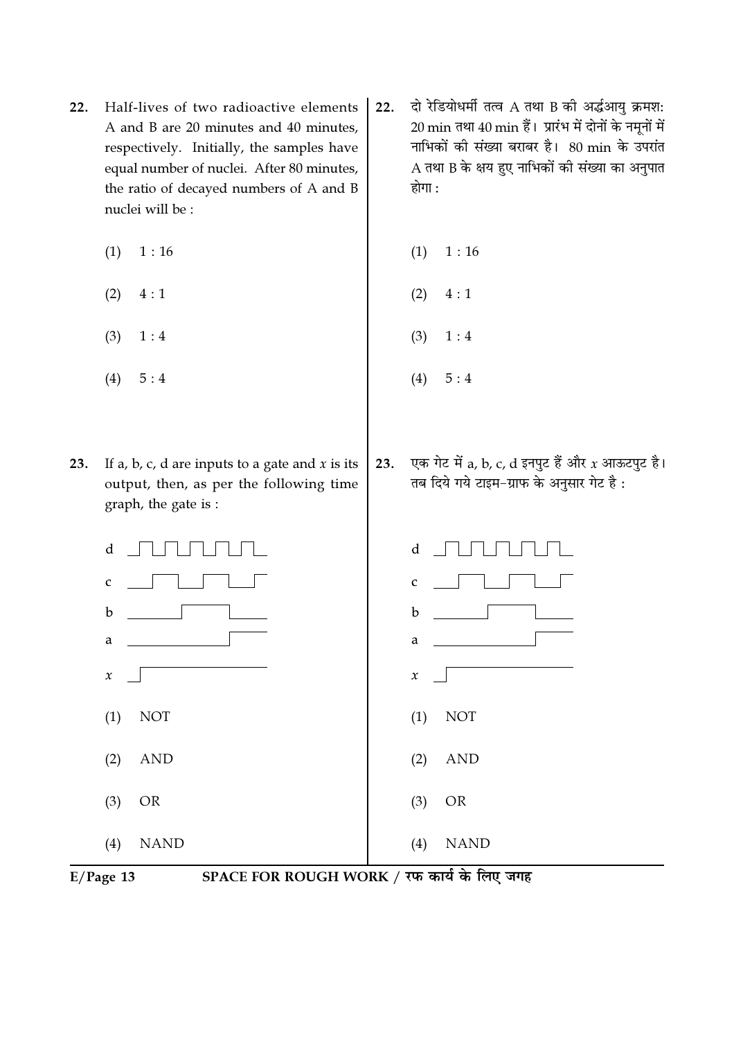22. Half-lives of two radioactive elements A and B are 20 minutes and 40 minutes, respectively. Initially, the samples have equal number of nuclei. After 80 minutes, the ratio of decayed numbers of A and B nuclei will be :

(1) 1 : 16

(2) 4 : 1

(3) 1 : 4

(4) 5 : 4

22. दो रेडियोधर्मी तत्व A तथा B की अर्द्धआयु क्रमश: 20 min तथा 40 min हैं। प्रारंभ में दोनों के नमूनों में नाभिकों की संख्या बराबर है। 80 min के उपरांत A तथा B के क्षय हुए नाभिकों की संख्या का अनुपात होगा :

(1) 1 : 16

(2) 4 : 1

(3) 1 : 4

(4) 5 : 4

23. If a, b, c, d are inputs to a gate and $x$ is its output, then, as per the following time graph, the gate is :

d

c

b

a

$x$

(1) NOT

(2) AND

(3) OR

(4) NAND

23. एक गेट में a, b, c, d इनपुट हैं और $x$ आऊटपुट है। तब दिये गये टाइम-ग्राफ के अनुसार गेट है :

d

c

b

a

$x$

(1) NOT

(2) AND

(3) OR

(4) NAND

SPACE FOR ROUGH WORK / रफ कार्य के लिए जगह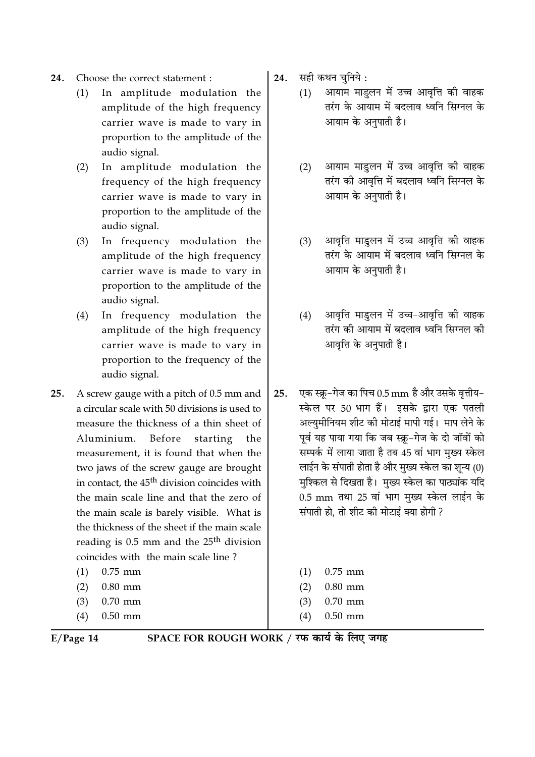24. Choose the correct statement :

(1) In amplitude modulation the amplitude of the high frequency carrier wave is made to vary in proportion to the amplitude of the audio signal.

(2) In amplitude modulation the frequency of the high frequency carrier wave is made to vary in proportion to the amplitude of the audio signal.

(3) In frequency modulation the amplitude of the high frequency carrier wave is made to vary in proportion to the amplitude of the audio signal.

(4) In frequency modulation the amplitude of the high frequency carrier wave is made to vary in proportion to the frequency of the audio signal.

25. A screw gauge with a pitch of 0.5 mm and a circular scale with 50 divisions is used to measure the thickness of a thin sheet of Aluminium. Before starting the measurement, it is found that when the two jaws of the screw gauge are brought in contact, the 45th division coincides with the main scale line and that the zero of the main scale is barely visible. What is the thickness of the sheet if the main scale reading is 0.5 mm and the 25th division coincides with the main scale line ?

(1) 0.75 mm

(2) 0.80 mm

(3) 0.70 mm

(4) 0.50 mm

24. सही कथन चुनिये :

(1) आयाम माडुलन में उच्च आवृत्ति की वाहक तरंग के आयाम में बदलाव ध्वनि सिग्नल के आयाम के अनुपाती है।

(2) आयाम माडुलन में उच्च आवृत्ति की वाहक तरंग की आवृत्ति में बदलाव ध्वनि सिग्नल के आयाम के अनुपाती है।

(3) आवृत्ति माडुलन में उच्च आवृत्ति की वाहक तरंग के आयाम में बदलाव ध्वनि सिग्नल के आयाम के अनुपाती है।

(4) आवृत्ति माडुलन में उच्च-आवृत्ति की वाहक तरंग की आयाम में बदलाव ध्वनि सिग्नल की आवृत्ति के अनुपाती है।

25. एक स्क्रू-गेज का पिच 0.5 mm है और उसके वृत्तीय-स्केल पर 50 भाग हैं। इसके द्वारा एक पतली अल्युमीनियम शीट की मोटाई मापी गई। माप लेने के पूर्व यह पाया गया कि जब स्क्रू-गेज के दो जॉवों को सम्पर्क में लाया जाता है तब 45 वां भाग मुख्य स्केल लाईन के संपाती होता है और मुख्य स्केल का शून्य (0) मुश्किल से दिखता है। मुख्य स्केल का पाठ्यांक यदि 0.5 mm तथा 25 वां भाग मुख्य स्केल लाईन के संपाती हो, तो शीट की मोटाई क्या होगी ?

(1) 0.75 mm

(2) 0.80 mm

(3) 0.70 mm

(4) 0.50 mm

SPACE FOR ROUGH WORK / रफ कार्य के लिए जगह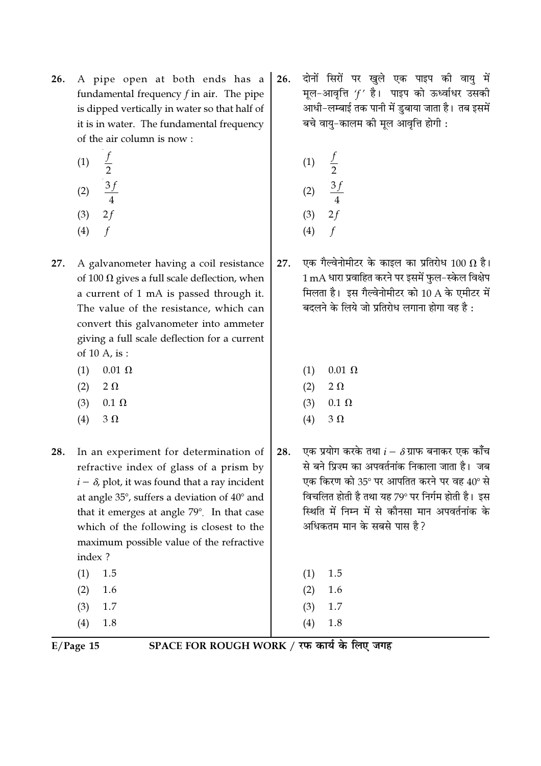26. A pipe open at both ends has a fundamental frequency $f$ in air. The pipe is dipped vertically in water so that half of it is in water. The fundamental frequency of the air column is now :

(1) $\frac{f}{2}$

(2) $\frac{3f}{4}$

(3) $2f$

(4) $f$

26. दोनों सिरों पर खुले एक पाइप की वायु में मूल-आवृत्ति '$f$' है। पाइप को ऊर्ध्वाधर उसकी आधी-लम्बाई तक पानी में डुबाया जाता है। तब इसमें बचे वायु-कालम की मूल आवृत्ति होगी :

(1) $\frac{f}{2}$

(2) $\frac{3f}{4}$

(3) $2f$

(4) $f$

27. A galvanometer having a coil resistance of 100 $\Omega$ gives a full scale deflection, when a current of 1 mA is passed through it. The value of the resistance, which can convert this galvanometer into ammeter giving a full scale deflection for a current of 10 A, is :

(1) 0.01 $\Omega$

(2) 2 $\Omega$

(3) 0.1 $\Omega$

(4) 3 $\Omega$

27. एक गैल्वेनोमीटर के काइल का प्रतिरोध 100 $\Omega$ है। 1 mA धारा प्रवाहित करने पर इसमें फुल-स्केल विक्षेप मिलता है। इस गैल्वेनोमीटर को 10 A के एमीटर में बदलने के लिये जो प्रतिरोध लगाना होगा वह है :

(1) 0.01 $\Omega$

(2) 2 $\Omega$

(3) 0.1 $\Omega$

(4) 3 $\Omega$

28. In an experiment for determination of refractive index of glass of a prism by $i - \delta$, plot, it was found that a ray incident at angle 35°, suffers a deviation of 40° and that it emerges at angle 79°. In that case which of the following is closest to the maximum possible value of the refractive index ?

(1) 1.5

(2) 1.6

(3) 1.7

(4) 1.8

28. एक प्रयोग करके तथा $i - \delta$ ग्राफ बनाकर एक काँच से बने प्रिज़्म का अपवर्तनांक निकाला जाता है। जब एक किरण को 35° पर आपतित करने पर वह 40° से विचलित होती है तथा यह 79° पर निर्गम होती है। इस स्थिति में निम्न में से कौनसा मान अपवर्तनांक के अधिकतम मान के सबसे पास है ?

(1) 1.5

(2) 1.6

(3) 1.7

(4) 1.8

SPACE FOR ROUGH WORK / रफ कार्य के लिए जगह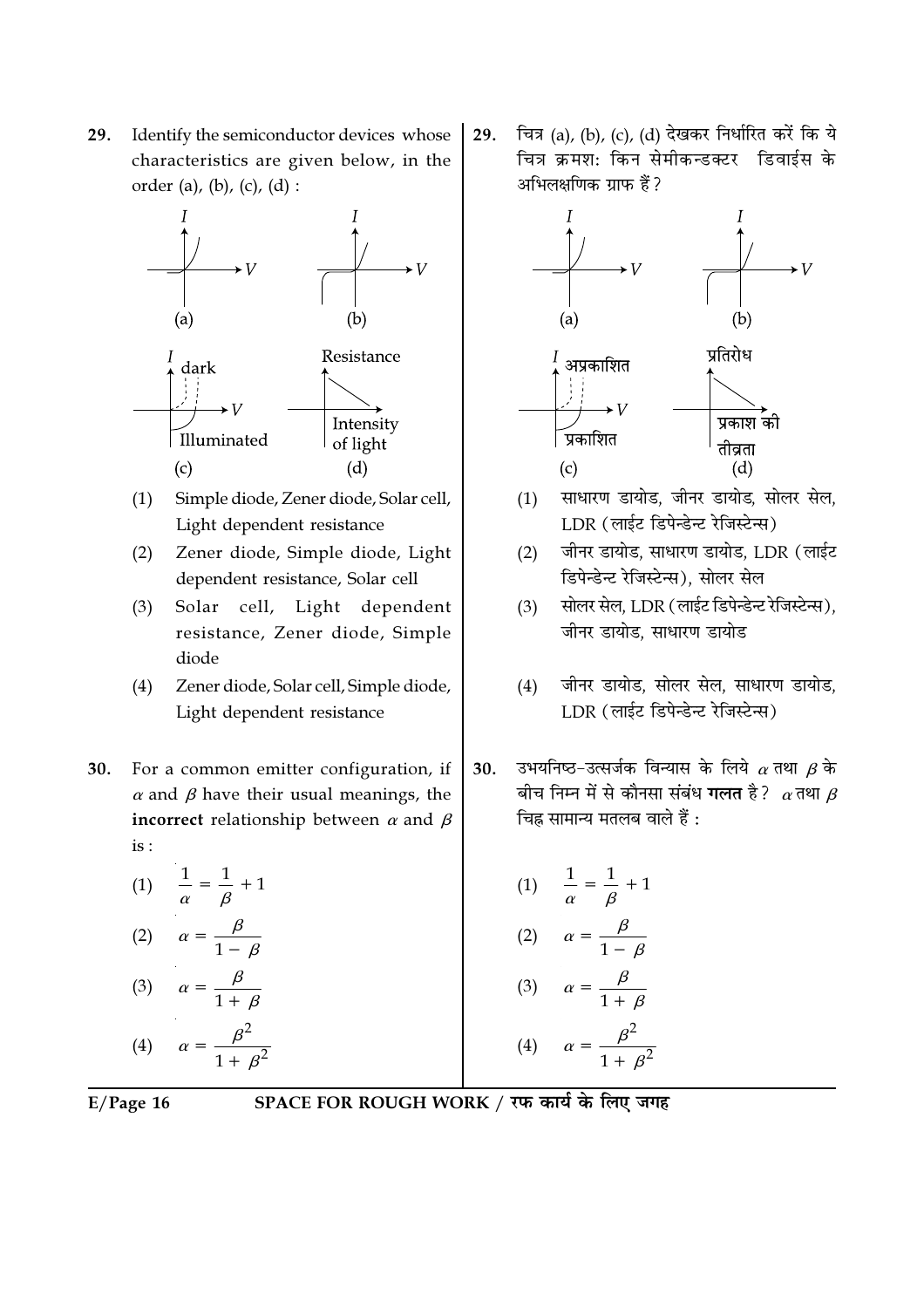29. Identify the semiconductor devices whose characteristics are given below, in the order (a), (b), (c), (d) :

I
V
(a)

I
V
(b)

I
dark
V
Illuminated
(c)

Resistance
Intensity of light
(d)

(1) Simple diode, Zener diode, Solar cell, Light dependent resistance
(2) Zener diode, Simple diode, Light dependent resistance, Solar cell
(3) Solar cell, Light dependent resistance, Zener diode, Simple diode
(4) Zener diode, Solar cell, Simple diode, Light dependent resistance

29. चित्र (a), (b), (c), (d) देखकर निर्धारित करें कि ये चित्र क्रमशः किन सेमीकन्डक्टर डिवाईस के अभिलक्षणिक ग्राफ हैं?

I
V
(a)

I
V
(b)

I
अप्रकाशित
V
प्रकाशित
(c)

प्रतिरोध
प्रकाश की तीव्रता
(d)

(1) साधारण डायोड, जीनर डायोड, सोलर सेल, LDR (लाईट डिपेन्डेन्ट रेजिस्टेन्स)
(2) जीनर डायोड, साधारण डायोड, LDR (लाईट डिपेन्डेन्ट रेजिस्टेन्स), सोलर सेल
(3) सोलर सेल, LDR (लाईट डिपेन्डेन्ट रेजिस्टेन्स), जीनर डायोड, साधारण डायोड
(4) जीनर डायोड, सोलर सेल, साधारण डायोड, LDR (लाईट डिपेन्डेन्ट रेजिस्टेन्स)

30. For a common emitter configuration, if $\alpha$ and $\beta$ have their usual meanings, the **incorrect** relationship between $\alpha$ and $\beta$ is :

(1) $\frac{1}{\alpha} = \frac{1}{\beta} + 1$

(2) $\alpha = \frac{\beta}{1 - \beta}$

(3) $\alpha = \frac{\beta}{1 + \beta}$

(4) $\alpha = \frac{\beta^2}{1 + \beta^2}$

30. उभयनिष्ठ-उत्सर्जक विन्यास के लिये $\alpha$ तथा $\beta$ के बीच निम्न में से कौनसा संबंध **गलत** है? $\alpha$ तथा $\beta$ चिह्न सामान्य मतलब वाले हैं :

(1) $\frac{1}{\alpha} = \frac{1}{\beta} + 1$

(2) $\alpha = \frac{\beta}{1 - \beta}$

(3) $\alpha = \frac{\beta}{1 + \beta}$

(4) $\alpha = \frac{\beta^2}{1 + \beta^2}$

SPACE FOR ROUGH WORK / रफ कार्य के लिए जगह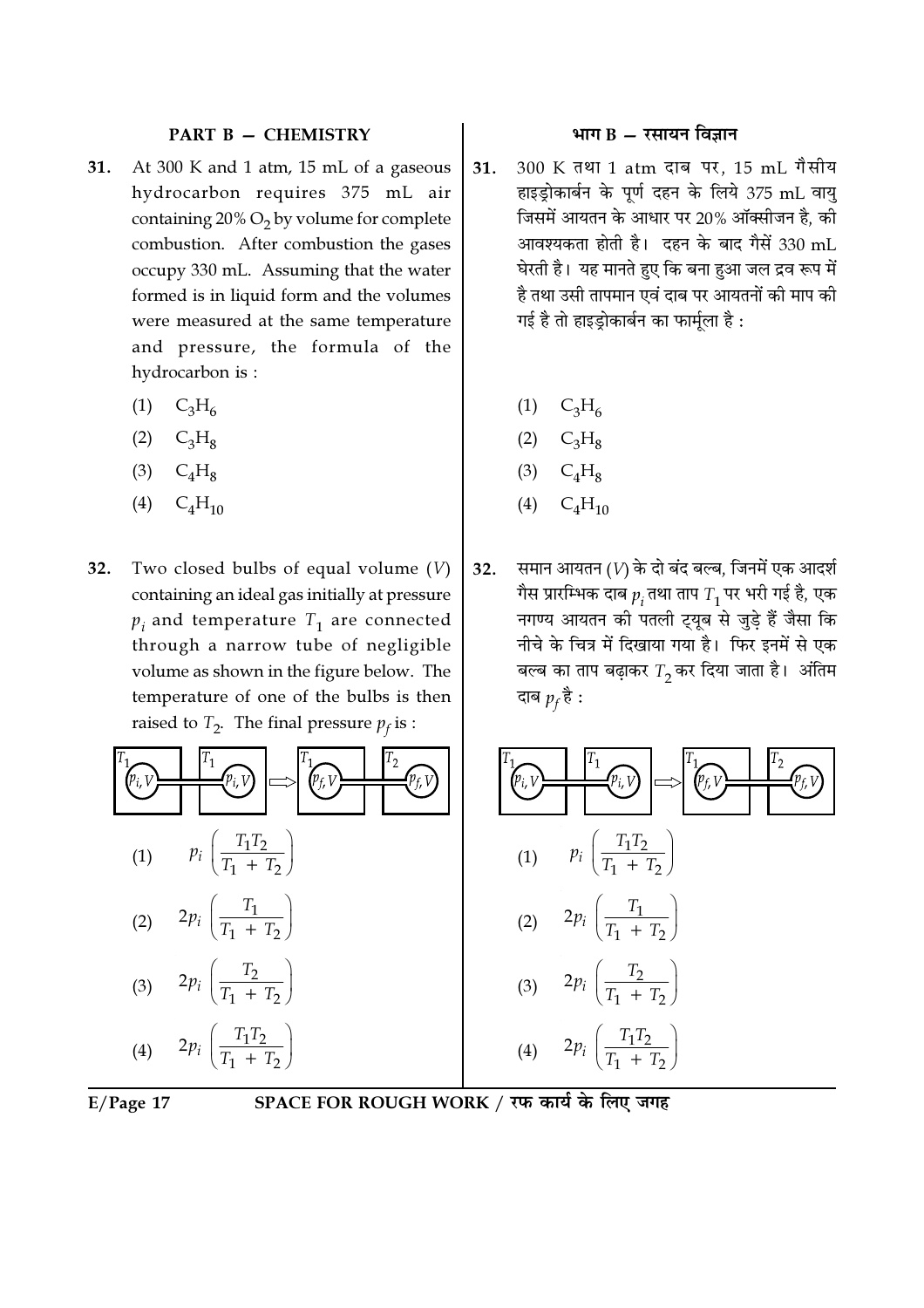## PART B — CHEMISTRY

**31.** At 300 K and 1 atm, 15 mL of a gaseous hydrocarbon requires 375 mL air containing 20% $O_2$ by volume for complete combustion. After combustion the gases occupy 330 mL. Assuming that the water formed is in liquid form and the volumes were measured at the same temperature and pressure, the formula of the hydrocarbon is :

(1) $C_3H_6$

(2) $C_3H_8$

(3) $C_4H_8$

(4) $C_4H_{10}$

**32.** Two closed bulbs of equal volume ($V$) containing an ideal gas initially at pressure $p_i$ and temperature $T_1$ are connected through a narrow tube of negligible volume as shown in the figure below. The temperature of one of the bulbs is then raised to $T_2$. The final pressure $p_f$ is :

(1) $p_i \left(\frac{T_1 T_2}{T_1 + T_2}\right)$

(2) $2p_i \left(\frac{T_1}{T_1 + T_2}\right)$

(3) $2p_i \left(\frac{T_2}{T_1 + T_2}\right)$

(4) $2p_i \left(\frac{T_1 T_2}{T_1 + T_2}\right)$

## भाग B — रसायन विज्ञान

**31.** 300 K तथा 1 atm दाब पर, 15 mL गैसीय हाइड्रोकार्बन के पूर्ण दहन के लिये 375 mL वायु जिसमें आयतन के आधार पर 20% ऑक्सीजन है, की आवश्यकता होती है। दहन के बाद गैसें 330 mL घेरती है। यह मानते हुए कि बना हुआ जल द्रव रूप में है तथा उसी तापमान एवं दाब पर आयतनों की माप की गई है तो हाइड्रोकार्बन का फार्मूला है :

(1) $C_3H_6$

(2) $C_3H_8$

(3) $C_4H_8$

(4) $C_4H_{10}$

**32.** समान आयतन ($V$) के दो बंद बल्ब, जिनमें एक आदर्श गैस प्रारम्भिक दाब $p_i$ तथा ताप $T_1$ पर भरी गई है, एक नगण्य आयतन की पतली ट्यूब से जुड़े हैं जैसा कि नीचे के चित्र में दिखाया गया है। फिर इनमें से एक बल्ब का ताप बढ़ाकर $T_2$ कर दिया जाता है। अंतिम दाब $p_f$ है :

(1) $p_i \left(\frac{T_1 T_2}{T_1 + T_2}\right)$

(2) $2p_i \left(\frac{T_1}{T_1 + T_2}\right)$

(3) $2p_i \left(\frac{T_2}{T_1 + T_2}\right)$

(4) $2p_i \left(\frac{T_1 T_2}{T_1 + T_2}\right)$

SPACE FOR ROUGH WORK / रफ कार्य के लिए जगह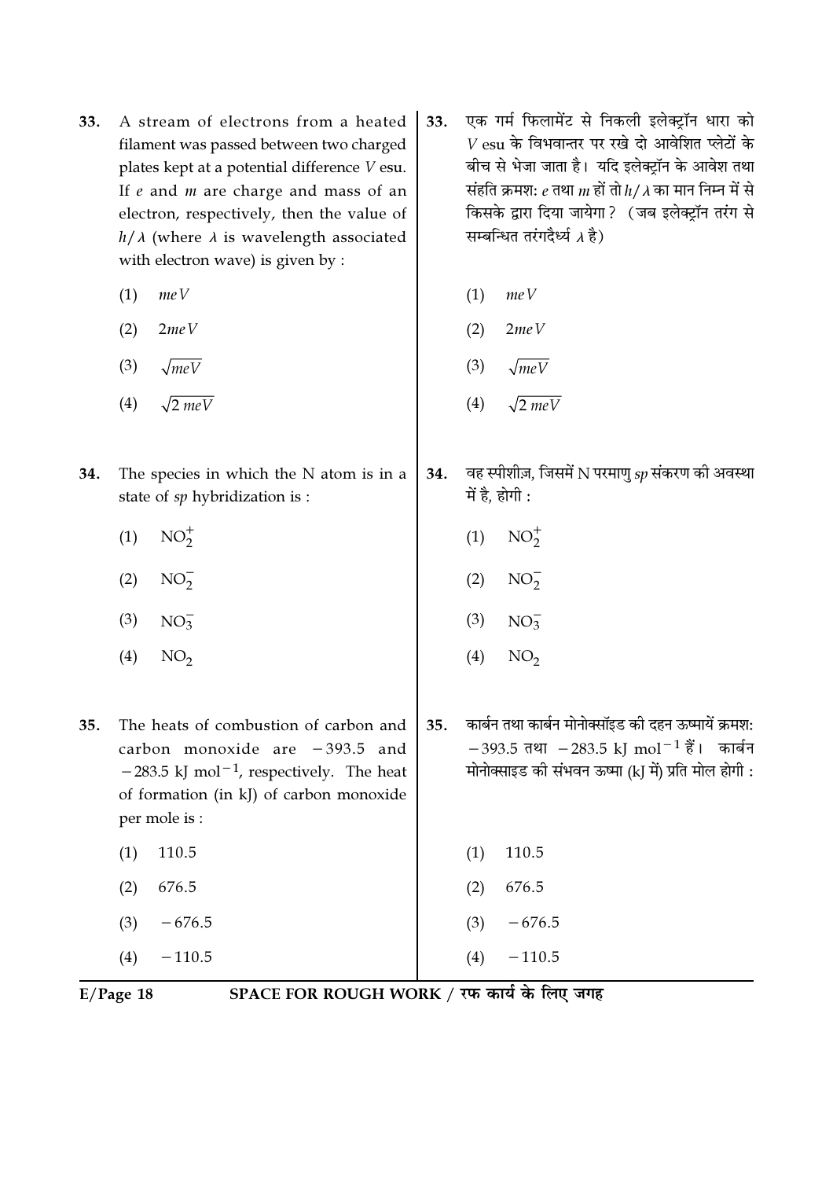33. A stream of electrons from a heated filament was passed between two charged plates kept at a potential difference $V$ esu. If $e$ and $m$ are charge and mass of an electron, respectively, then the value of $h/\lambda$ (where $\lambda$ is wavelength associated with electron wave) is given by :

(1) $meV$

(2) $2meV$

(3) $\sqrt{meV}$

(4) $\sqrt{2\,meV}$

33. एक गर्म फिलामेंट से निकली इलेक्ट्रॉन धारा को $V$ esu के विभवान्तर पर रखे दो आवेशित प्लेटों के बीच से भेजा जाता है। यदि इलेक्ट्रॉन के आवेश तथा संहति क्रमशः $e$ तथा $m$ हों तो $h/\lambda$ का मान निम्न में से किसके द्वारा दिया जायेगा? (जब इलेक्ट्रॉन तरंग से सम्बन्धित तरंगदैर्ध्य $\lambda$ है)

(1) $meV$

(2) $2meV$

(3) $\sqrt{meV}$

(4) $\sqrt{2\,meV}$

34. The species in which the N atom is in a state of *sp* hybridization is :

(1) $NO_2^+$

(2) $NO_2^-$

(3) $NO_3^-$

(4) $NO_2$

34. वह स्पीशीज़, जिसमें N परमाणु *sp* संकरण की अवस्था में है, होगी :

(1) $NO_2^+$

(2) $NO_2^-$

(3) $NO_3^-$

(4) $NO_2$

35. The heats of combustion of carbon and carbon monoxide are $-393.5$ and $-283.5$ kJ mol$^{-1}$, respectively. The heat of formation (in kJ) of carbon monoxide per mole is :

(1) 110.5

(2) 676.5

(3) $-676.5$

(4) $-110.5$

35. कार्बन तथा कार्बन मोनोक्सॉइड की दहन ऊष्मायें क्रमशः $-393.5$ तथा $-283.5$ kJ mol$^{-1}$ हैं। कार्बन मोनोक्साइड की संभवन ऊष्मा (kJ में) प्रति मोल होगी :

(1) 110.5

(2) 676.5

(3) $-676.5$

(4) $-110.5$

SPACE FOR ROUGH WORK / रफ कार्य के लिए जगह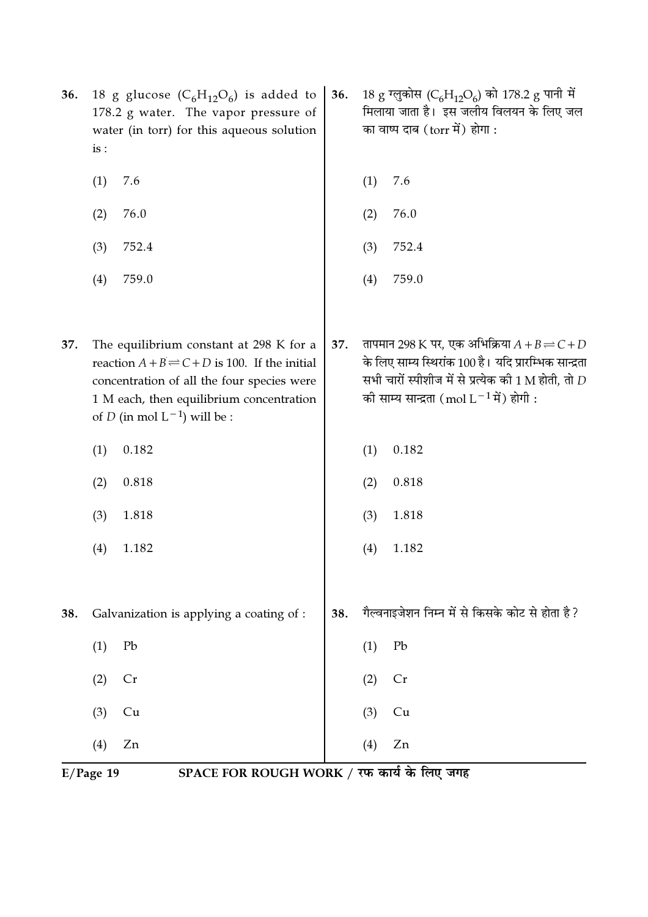36. 18 g glucose ($C_6H_{12}O_6$) is added to 178.2 g water. The vapor pressure of water (in torr) for this aqueous solution is :

(1) 7.6

(2) 76.0

(3) 752.4

(4) 759.0

36. 18 g ग्लुकोस ($C_6H_{12}O_6$) को 178.2 g पानी में मिलाया जाता है। इस जलीय विलयन के लिए जल का वाष्प दाब (torr में) होगा :

(1) 7.6

(2) 76.0

(3) 752.4

(4) 759.0

37. The equilibrium constant at 298 K for a reaction $A + B \rightleftharpoons C + D$ is 100. If the initial concentration of all the four species were 1 M each, then equilibrium concentration of $D$ (in mol $L^{-1}$) will be :

(1) 0.182

(2) 0.818

(3) 1.818

(4) 1.182

37. तापमान 298 K पर, एक अभिक्रिया $A + B \rightleftharpoons C + D$ के लिए साम्य स्थिरांक 100 है। यदि प्रारम्भिक सान्द्रता सभी चारों स्पीशीज में से प्रत्येक की 1 M होती, तो $D$ की साम्य सान्द्रता (mol $L^{-1}$ में) होगी :

(1) 0.182

(2) 0.818

(3) 1.818

(4) 1.182

38. Galvanization is applying a coating of :

(1) Pb

(2) Cr

(3) Cu

(4) Zn

38. गैल्वनाइजेशन निम्न में से किसके कोट से होता है?

(1) Pb

(2) Cr

(3) Cu

(4) Zn

SPACE FOR ROUGH WORK / रफ कार्य के लिए जगह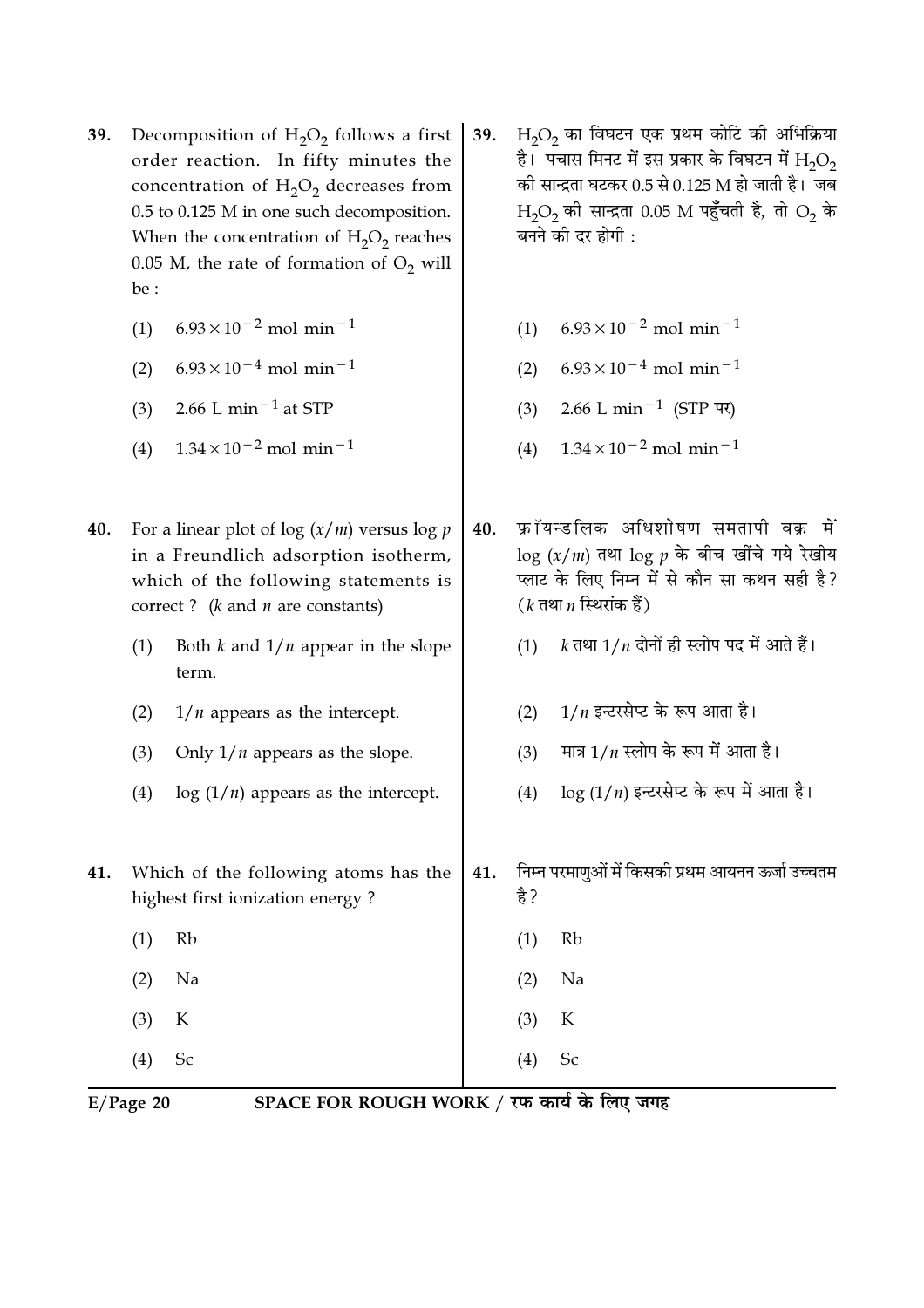39. Decomposition of $H_2O_2$ follows a first order reaction. In fifty minutes the concentration of $H_2O_2$ decreases from 0.5 to 0.125 M in one such decomposition. When the concentration of $H_2O_2$ reaches 0.05 M, the rate of formation of $O_2$ will be :

(1) $6.93 \times 10^{-2}$ mol min$^{-1}$

(2) $6.93 \times 10^{-4}$ mol min$^{-1}$

(3) 2.66 L min$^{-1}$ at STP

(4) $1.34 \times 10^{-2}$ mol min$^{-1}$

39. $H_2O_2$ का विघटन एक प्रथम कोटि की अभिक्रिया है। पचास मिनट में इस प्रकार के विघटन में $H_2O_2$ की सान्द्रता घटकर 0.5 से 0.125 M हो जाती है। जब $H_2O_2$ की सान्द्रता 0.05 M पहुँचती है, तो $O_2$ के बनने की दर होगी :

(1) $6.93 \times 10^{-2}$ mol min$^{-1}$

(2) $6.93 \times 10^{-4}$ mol min$^{-1}$

(3) 2.66 L min$^{-1}$ (STP पर)

(4) $1.34 \times 10^{-2}$ mol min$^{-1}$

40. For a linear plot of log $(x/m)$ versus log $p$ in a Freundlich adsorption isotherm, which of the following statements is correct ? ($k$ and $n$ are constants)

(1) Both $k$ and $1/n$ appear in the slope term.

(2) $1/n$ appears as the intercept.

(3) Only $1/n$ appears as the slope.

(4) log $(1/n)$ appears as the intercept.

40. फ्रॉयन्डलिक अधिशोषण समतापी वक्र में log $(x/m)$ तथा log $p$ के बीच खींचे गये रेखीय प्लाट के लिए निम्न में से कौन सा कथन सही है? ($k$ तथा $n$ स्थिरांक हैं)

(1) $k$ तथा $1/n$ दोनों ही स्लोप पद में आते हैं।

(2) $1/n$ इन्टरसेप्ट के रूप आता है।

(3) मात्र $1/n$ स्लोप के रूप में आता है।

(4) log $(1/n)$ इन्टरसेप्ट के रूप में आता है।

41. Which of the following atoms has the highest first ionization energy ?

(1) Rb

(2) Na

(3) K

(4) Sc

41. निम्न परमाणुओं में किसकी प्रथम आयनन ऊर्जा उच्चतम है?

(1) Rb

(2) Na

(3) K

(4) Sc

SPACE FOR ROUGH WORK / रफ कार्य के लिए जगह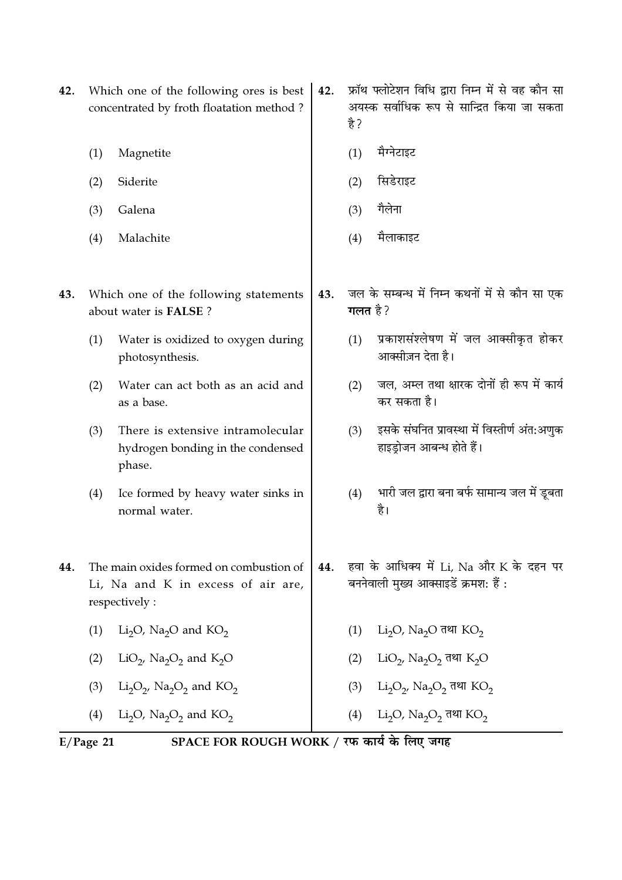42. Which one of the following ores is best concentrated by froth floatation method ?

(1) Magnetite

(2) Siderite

(3) Galena

(4) Malachite

42. फ्रॉथ फ्लोटेशन विधि द्वारा निम्न में से वह कौन सा अयस्क सर्वाधिक रूप से सान्द्रित किया जा सकता है ?

(1) मैग्नेटाइट

(2) सिडेराइट

(3) गैलेना

(4) मैलाकाइट

43. Which one of the following statements about water is **FALSE** ?

(1) Water is oxidized to oxygen during photosynthesis.

(2) Water can act both as an acid and as a base.

(3) There is extensive intramolecular hydrogen bonding in the condensed phase.

(4) Ice formed by heavy water sinks in normal water.

43. जल के सम्बन्ध में निम्न कथनों में से कौन सा एक **गलत** है ?

(1) प्रकाशसंश्लेषण में जल आक्सीकृत होकर आक्सीज़न देता है।

(2) जल, अम्ल तथा क्षारक दोनों ही रूप में कार्य कर सकता है।

(3) इसके संघनित प्रावस्था में विस्तीर्ण अंत:अणुक हाइड्रोजन आबन्ध होते हैं।

(4) भारी जल द्वारा बना बर्फ सामान्य जल में डूबता है।

44. The main oxides formed on combustion of Li, Na and K in excess of air are, respectively :

(1) $Li_2O$, $Na_2O$ and $KO_2$

(2) $LiO_2$, $Na_2O_2$ and $K_2O$

(3) $Li_2O_2$, $Na_2O_2$ and $KO_2$

(4) $Li_2O$, $Na_2O_2$ and $KO_2$

44. हवा के आधिक्य में Li, Na और K के दहन पर बननेवाली मुख्य आक्साइडें क्रमशः हैं :

(1) $Li_2O$, $Na_2O$ तथा $KO_2$

(2) $LiO_2$, $Na_2O_2$ तथा $K_2O$

(3) $Li_2O_2$, $Na_2O_2$ तथा $KO_2$

(4) $Li_2O$, $Na_2O_2$ तथा $KO_2$

SPACE FOR ROUGH WORK / रफ कार्य के लिए जगह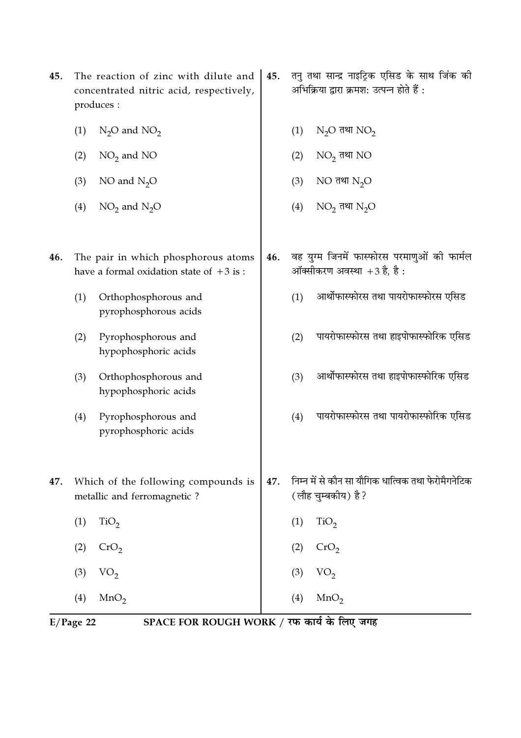45. The reaction of zinc with dilute and concentrated nitric acid, respectively, produces :

(1) $N_2O$ and $NO_2$

(2) $NO_2$ and $NO$

(3) $NO$ and $N_2O$

(4) $NO_2$ and $N_2O$

45. तनु तथा सान्द्र नाइट्रिक एसिड के साथ जिंक की अभिक्रिया द्वारा क्रमशः उत्पन्न होते हैं :

(1) $N_2O$ तथा $NO_2$

(2) $NO_2$ तथा $NO$

(3) $NO$ तथा $N_2O$

(4) $NO_2$ तथा $N_2O$

46. The pair in which phosphorous atoms have a formal oxidation state of $+3$ is :

(1) Orthophosphorous and pyrophosphorous acids

(2) Pyrophosphorous and hypophosphoric acids

(3) Orthophosphorous and hypophosphoric acids

(4) Pyrophosphorous and pyrophosphoric acids

46. वह युग्म जिनमें फास्फोरस परमाणुओं की फार्मल ऑक्सीकरण अवस्था $+3$ है, है :

(1) आर्थोफास्फोरस तथा पायरोफास्फोरस एसिड

(2) पायरोफास्फोरस तथा हाइपोफास्फोरिक एसिड

(3) आर्थोफास्फोरस तथा हाइपोफास्फोरिक एसिड

(4) पायरोफास्फोरस तथा पायरोफास्फोरिक एसिड

47. Which of the following compounds is metallic and ferromagnetic ?

(1) $TiO_2$

(2) $CrO_2$

(3) $VO_2$

(4) $MnO_2$

47. निम्न में से कौन सा यौगिक धात्विक तथा फेरोमैगनेटिक (लौह चुम्बकीय) है ?

(1) $TiO_2$

(2) $CrO_2$

(3) $VO_2$

(4) $MnO_2$

SPACE FOR ROUGH WORK / रफ कार्य के लिए जगह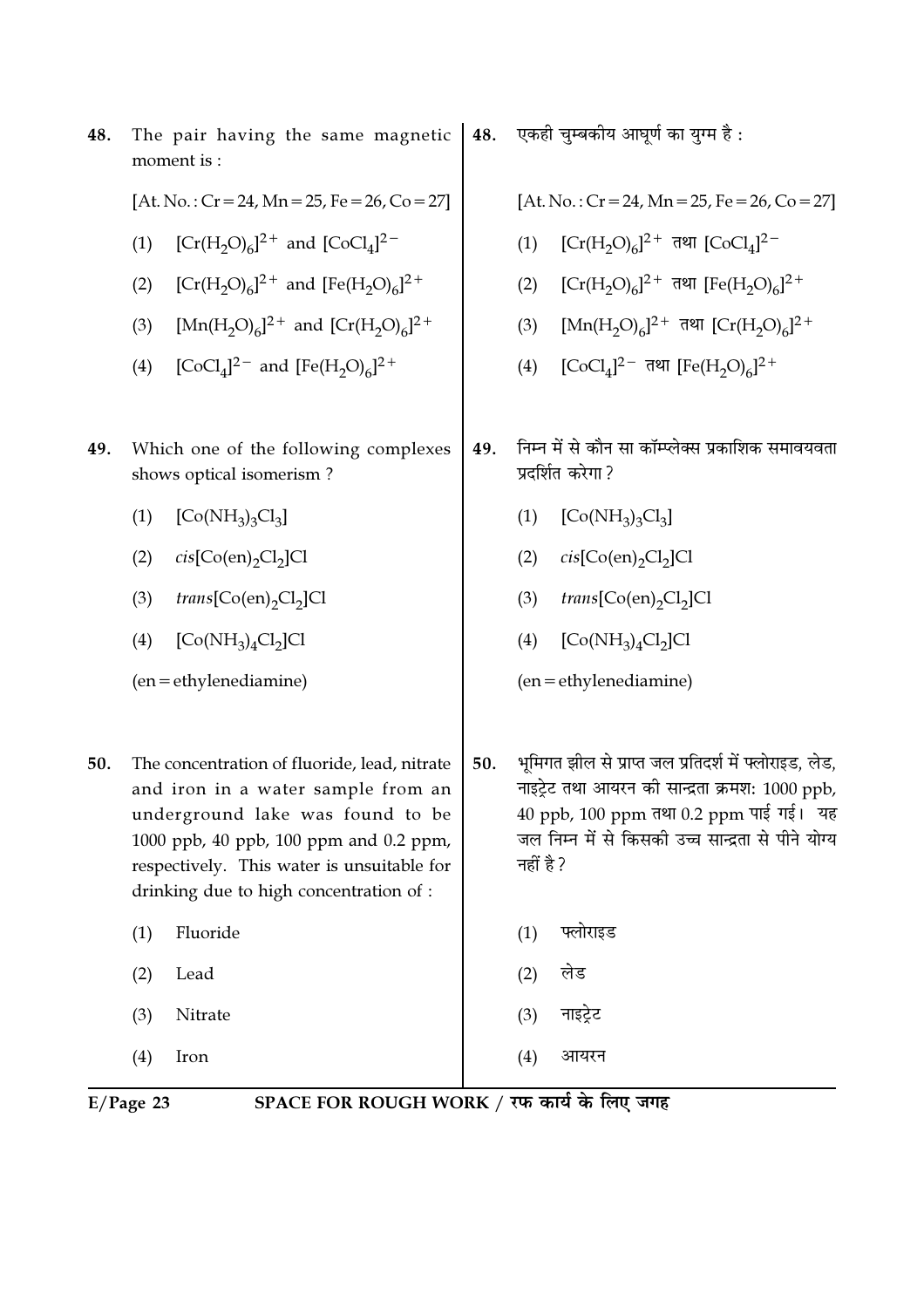48. The pair having the same magnetic moment is :

[At. No. : Cr = 24, Mn = 25, Fe = 26, Co = 27]

(1) $[Cr(H_2O)_6]^{2+}$ and $[CoCl_4]^{2-}$

(2) $[Cr(H_2O)_6]^{2+}$ and $[Fe(H_2O)_6]^{2+}$

(3) $[Mn(H_2O)_6]^{2+}$ and $[Cr(H_2O)_6]^{2+}$

(4) $[CoCl_4]^{2-}$ and $[Fe(H_2O)_6]^{2+}$

48. एकही चुम्बकीय आघूर्ण का युग्म है :

[At. No. : Cr = 24, Mn = 25, Fe = 26, Co = 27]

(1) $[Cr(H_2O)_6]^{2+}$ तथा $[CoCl_4]^{2-}$

(2) $[Cr(H_2O)_6]^{2+}$ तथा $[Fe(H_2O)_6]^{2+}$

(3) $[Mn(H_2O)_6]^{2+}$ तथा $[Cr(H_2O)_6]^{2+}$

(4) $[CoCl_4]^{2-}$ तथा $[Fe(H_2O)_6]^{2+}$

49. Which one of the following complexes shows optical isomerism ?

(1) $[Co(NH_3)_3Cl_3]$

(2) *cis*$[Co(en)_2Cl_2]Cl$

(3) *trans*$[Co(en)_2Cl_2]Cl$

(4) $[Co(NH_3)_4Cl_2]Cl$

(en = ethylenediamine)

49. निम्न में से कौन सा कॉम्प्लेक्स प्रकाशिक समावयवता प्रदर्शित करेगा ?

(1) $[Co(NH_3)_3Cl_3]$

(2) *cis*$[Co(en)_2Cl_2]Cl$

(3) *trans*$[Co(en)_2Cl_2]Cl$

(4) $[Co(NH_3)_4Cl_2]Cl$

(en = ethylenediamine)

50. The concentration of fluoride, lead, nitrate and iron in a water sample from an underground lake was found to be 1000 ppb, 40 ppb, 100 ppm and 0.2 ppm, respectively. This water is unsuitable for drinking due to high concentration of :

(1) Fluoride

(2) Lead

(3) Nitrate

(4) Iron

50. भूमिगत झील से प्राप्त जल प्रतिदर्श में फ्लोराइड, लेड, नाइट्रेट तथा आयरन की सान्द्रता क्रमशः 1000 ppb, 40 ppb, 100 ppm तथा 0.2 ppm पाई गई। यह जल निम्न में से किसकी उच्च सान्द्रता से पीने योग्य नहीं है ?

(1) फ्लोराइड

(2) लेड

(3) नाइट्रेट

(4) आयरन

SPACE FOR ROUGH WORK / रफ कार्य के लिए जगह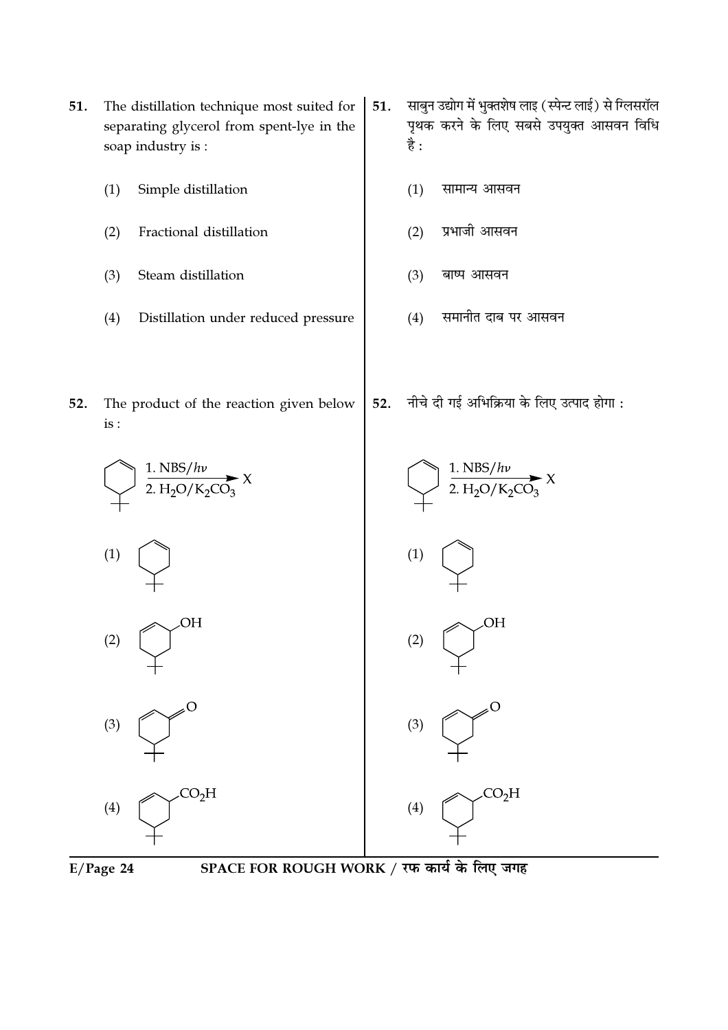51. The distillation technique most suited for separating glycerol from spent-lye in the soap industry is :

(1) Simple distillation

(2) Fractional distillation

(3) Steam distillation

(4) Distillation under reduced pressure

51. साबुन उद्योग में भुक्तशेष लाइ (स्पेन्ट लाई) से ग्लिसरॉल पृथक करने के लिए सबसे उपयुक्त आसवन विधि है :

(1) सामान्य आसवन

(2) प्रभाजी आसवन

(3) बाष्प आसवन

(4) समानीत दाब पर आसवन

52. The product of the reaction given below is :

$$\xrightarrow[\text{2. } H_2O/K_2CO_3]{\text{1. NBS}/h\nu} X$$

(1)

(2) OH

(3) O

(4) $CO_2H$

52. नीचे दी गई अभिक्रिया के लिए उत्पाद होगा :

$$\xrightarrow[\text{2. } H_2O/K_2CO_3]{\text{1. NBS}/h\nu} X$$

(1)

(2) OH

(3) O

(4) $CO_2H$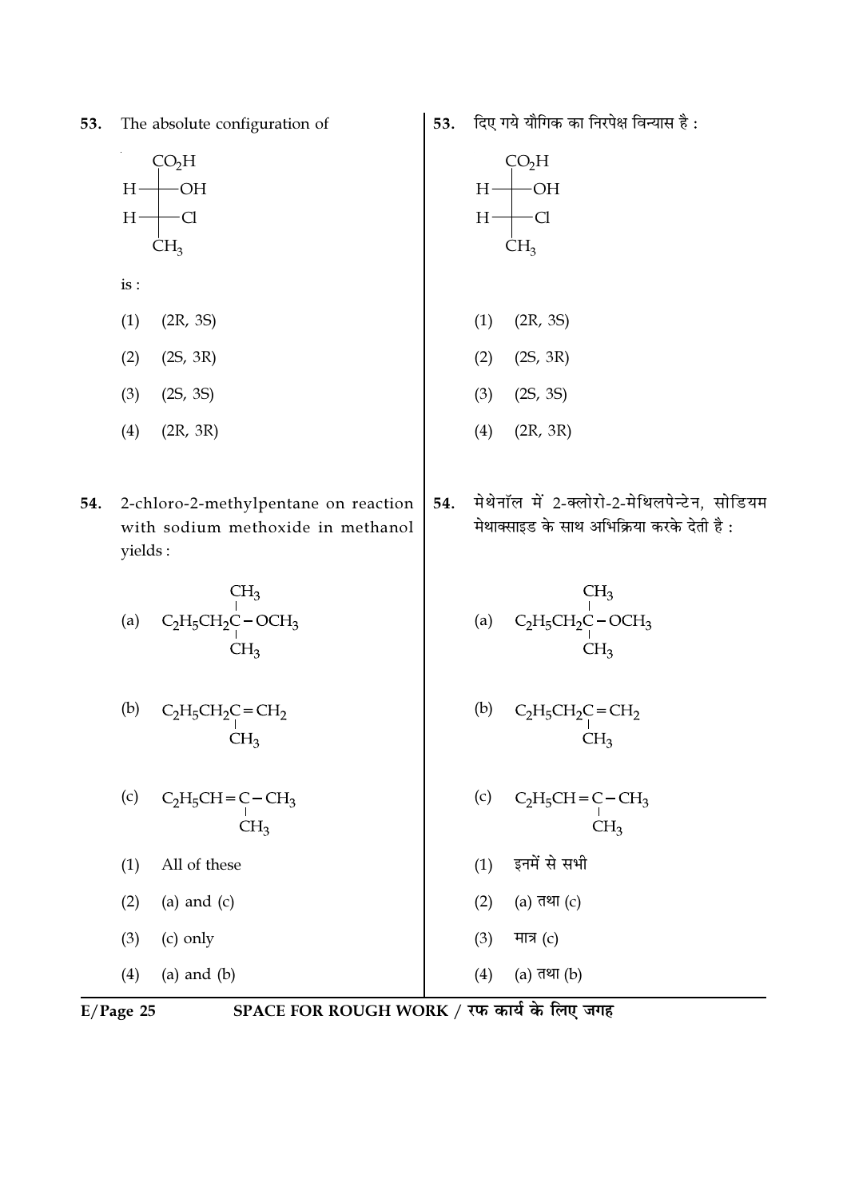53. The absolute configuration of

$$\begin{array}{c} CO_2H \\ H-\!\!\!-\!\!\!\!\!\!\!\!\quad -OH \\ H-\!\!\!-\!\!\!\!\!\!\!\!\quad -Cl \\ CH_3 \end{array}$$

is :

(1) (2R, 3S)

(2) (2S, 3R)

(3) (2S, 3S)

(4) (2R, 3R)

53. दिए गये यौगिक का निरपेक्ष विन्यास है :

$$\begin{array}{c} CO_2H \\ H-\!\!\!-\!\!\!\!\!\!\!\!\quad -OH \\ H-\!\!\!-\!\!\!\!\!\!\!\!\quad -Cl \\ CH_3 \end{array}$$

(1) (2R, 3S)

(2) (2S, 3R)

(3) (2S, 3S)

(4) (2R, 3R)

54. 2-chloro-2-methylpentane on reaction with sodium methoxide in methanol yields :

(a) $C_2H_5CH_2\overset{\overset{\large CH_3}{|}}{\underset{\underset{\large CH_3}{|}}{C}}-OCH_3$

(b) $C_2H_5CH_2\underset{\underset{\large CH_3}{|}}{C}=CH_2$

(c) $C_2H_5CH=\underset{\underset{\large CH_3}{|}}{C}-CH_3$

(1) All of these

(2) (a) and (c)

(3) (c) only

(4) (a) and (b)

54. मेथेनॉल में 2-क्लोरो-2-मेथिलपेन्टेन, सोडियम मेथाक्साइड के साथ अभिक्रिया करके देती है :

(a) $C_2H_5CH_2\overset{\overset{\large CH_3}{|}}{\underset{\underset{\large CH_3}{|}}{C}}-OCH_3$

(b) $C_2H_5CH_2\underset{\underset{\large CH_3}{|}}{C}=CH_2$

(c) $C_2H_5CH=\underset{\underset{\large CH_3}{|}}{C}-CH_3$

(1) इनमें से सभी

(2) (a) तथा (c)

(3) मात्र (c)

(4) (a) तथा (b)

SPACE FOR ROUGH WORK / रफ कार्य के लिए जगह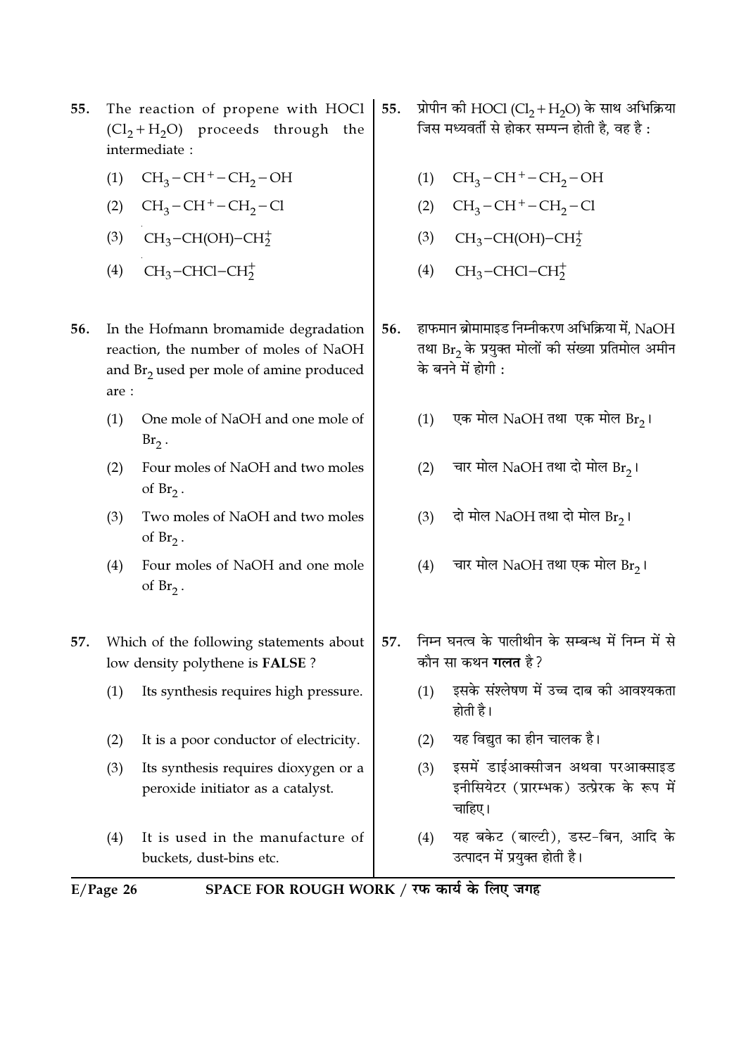55. The reaction of propene with HOCl $(Cl_2 + H_2O)$ proceeds through the intermediate :

(1) $CH_3-CH^+-CH_2-OH$

(2) $CH_3-CH^+-CH_2-Cl$

(3) $CH_3-CH(OH)-CH_2^+$

(4) $CH_3-CHCl-CH_2^+$

55. प्रोपीन की HOCl $(Cl_2 + H_2O)$ के साथ अभिक्रिया जिस मध्यवर्ती से होकर सम्पन्न होती है, वह है :

(1) $CH_3-CH^+-CH_2-OH$

(2) $CH_3-CH^+-CH_2-Cl$

(3) $CH_3-CH(OH)-CH_2^+$

(4) $CH_3-CHCl-CH_2^+$

56. In the Hofmann bromamide degradation reaction, the number of moles of NaOH and $Br_2$ used per mole of amine produced are :

(1) One mole of NaOH and one mole of $Br_2$.

(2) Four moles of NaOH and two moles of $Br_2$.

(3) Two moles of NaOH and two moles of $Br_2$.

(4) Four moles of NaOH and one mole of $Br_2$.

56. हाफमान ब्रोमामाइड निम्नीकरण अभिक्रिया में, NaOH तथा $Br_2$ के प्रयुक्त मोलों की संख्या प्रतिमोल अमीन के बनने में होगी :

(1) एक मोल NaOH तथा एक मोल $Br_2$।

(2) चार मोल NaOH तथा दो मोल $Br_2$।

(3) दो मोल NaOH तथा दो मोल $Br_2$।

(4) चार मोल NaOH तथा एक मोल $Br_2$।

57. Which of the following statements about low density polythene is **FALSE** ?

(1) Its synthesis requires high pressure.

(2) It is a poor conductor of electricity.

(3) Its synthesis requires dioxygen or a peroxide initiator as a catalyst.

(4) It is used in the manufacture of buckets, dust-bins etc.

57. निम्न घनत्व के पालीथीन के सम्बन्ध में निम्न में से कौन सा कथन **गलत** है ?

(1) इसके संश्लेषण में उच्च दाब की आवश्यकता होती है।

(2) यह विद्युत का हीन चालक है।

(3) इसमें डाईआक्सीजन अथवा परआक्साइड इनीसियेटर (प्रारम्भक) उत्प्रेरक के रूप में चाहिए।

(4) यह बकेट (बाल्टी), डस्ट-बिन, आदि के उत्पादन में प्रयुक्त होती है।

SPACE FOR ROUGH WORK / रफ कार्य के लिए जगह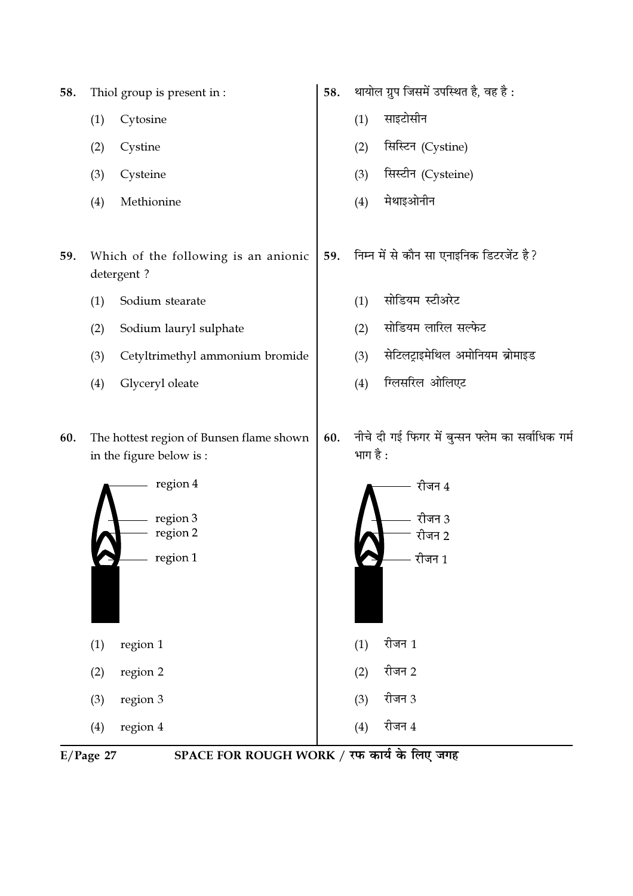58. Thiol group is present in :

(1) Cytosine

(2) Cystine

(3) Cysteine

(4) Methionine

58. थायोल ग्रुप जिसमें उपस्थित है, वह है :

(1) साइटोसीन

(2) सिस्टिन (Cystine)

(3) सिस्टीन (Cysteine)

(4) मेथाइओनीन

59. Which of the following is an anionic detergent ?

(1) Sodium stearate

(2) Sodium lauryl sulphate

(3) Cetyltrimethyl ammonium bromide

(4) Glyceryl oleate

59. निम्न में से कौन सा एनाइनिक डिटरजेंट है ?

(1) सोडियम स्टीअरेट

(2) सोडियम लारिल सल्फेट

(3) सेटिलट्राइमेथिल अमोनियम ब्रोमाइड

(4) ग्लिसरिल ओलिएट

60. The hottest region of Bunsen flame shown in the figure below is :

region 4
region 3
region 2
region 1

(1) region 1

(2) region 2

(3) region 3

(4) region 4

60. नीचे दी गई फिगर में बुन्सन फ्लेम का सर्वाधिक गर्म भाग है :

रीजन 4
रीजन 3
रीजन 2
रीजन 1

(1) रीजन 1

(2) रीजन 2

(3) रीजन 3

(4) रीजन 4

SPACE FOR ROUGH WORK / रफ कार्य के लिए जगह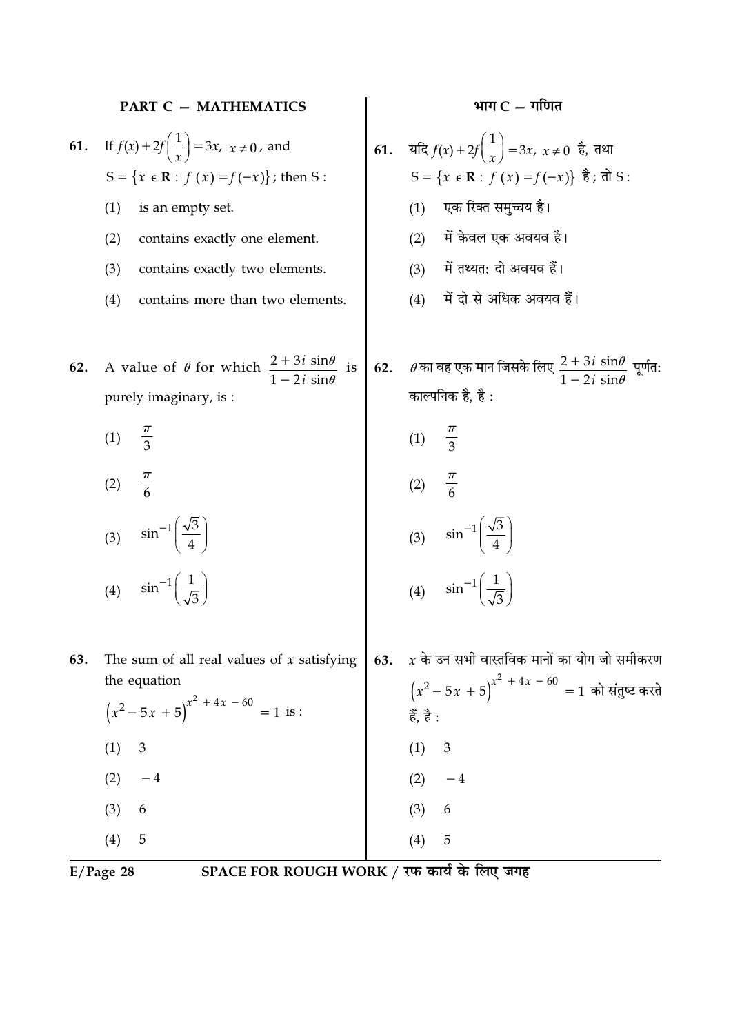## PART C — MATHEMATICS

**61.** If $f(x)+2f\left(\frac{1}{x}\right)=3x,\ x\neq 0$, and $S=\{x\in\mathbf{R}: f(x)=f(-x)\}$; then S :

(1) is an empty set.

(2) contains exactly one element.

(3) contains exactly two elements.

(4) contains more than two elements.

**62.** A value of $\theta$ for which $\frac{2+3i\sin\theta}{1-2i\sin\theta}$ is purely imaginary, is :

(1) $\frac{\pi}{3}$

(2) $\frac{\pi}{6}$

(3) $\sin^{-1}\left(\frac{\sqrt{3}}{4}\right)$

(4) $\sin^{-1}\left(\frac{1}{\sqrt{3}}\right)$

**63.** The sum of all real values of $x$ satisfying the equation $\left(x^2-5x+5\right)^{x^2+4x-60}=1$ is :

(1) 3

(2) $-4$

(3) 6

(4) 5

## भाग C — गणित

**61.** यदि $f(x)+2f\left(\frac{1}{x}\right)=3x,\ x\neq 0$ है, तथा $S=\{x\in\mathbf{R}: f(x)=f(-x)\}$ है; तो S :

(1) एक रिक्त समुच्चय है।

(2) में केवल एक अवयव है।

(3) में तथ्यत: दो अवयव हैं।

(4) में दो से अधिक अवयव हैं।

**62.** $\theta$ का वह एक मान जिसके लिए $\frac{2+3i\sin\theta}{1-2i\sin\theta}$ पूर्णत: काल्पनिक है, है :

(1) $\frac{\pi}{3}$

(2) $\frac{\pi}{6}$

(3) $\sin^{-1}\left(\frac{\sqrt{3}}{4}\right)$

(4) $\sin^{-1}\left(\frac{1}{\sqrt{3}}\right)$

**63.** $x$ के उन सभी वास्तविक मानों का योग जो समीकरण $\left(x^2-5x+5\right)^{x^2+4x-60}=1$ को संतुष्ट करते हैं, है :

(1) 3

(2) $-4$

(3) 6

(4) 5

SPACE FOR ROUGH WORK / रफ कार्य के लिए जगह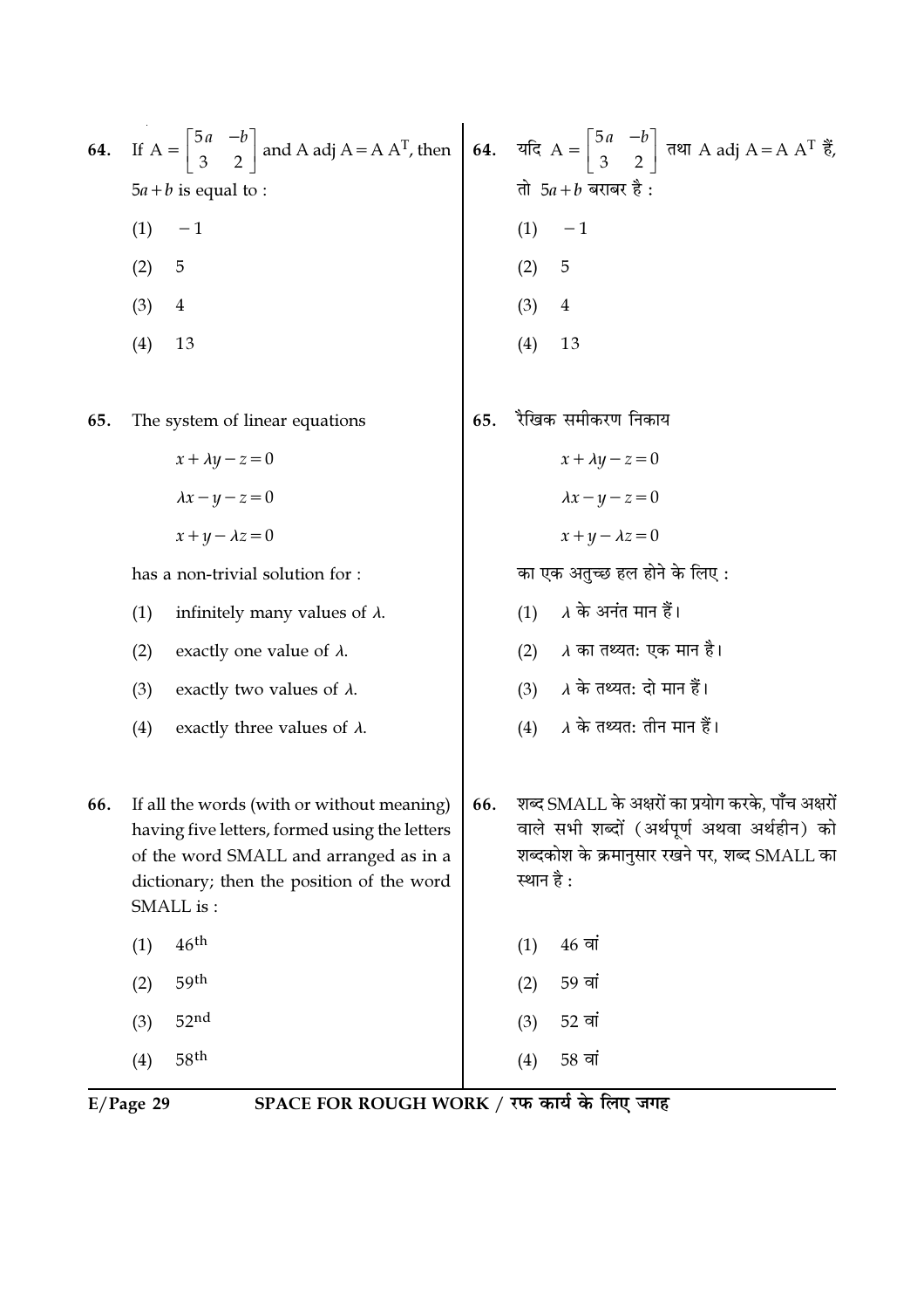64. If $A = \begin{bmatrix} 5a & -b \\ 3 & 2 \end{bmatrix}$ and $A \text{ adj } A = A A^T$, then $5a + b$ is equal to :

(1) $-1$

(2) 5

(3) 4

(4) 13

64. यदि $A = \begin{bmatrix} 5a & -b \\ 3 & 2 \end{bmatrix}$ तथा $A \text{ adj } A = A A^T$ हैं, तो $5a + b$ बराबर है :

(1) $-1$

(2) 5

(3) 4

(4) 13

65. The system of linear equations

$$x + \lambda y - z = 0$$
$$\lambda x - y - z = 0$$
$$x + y - \lambda z = 0$$

has a non-trivial solution for :

(1) infinitely many values of $\lambda$.

(2) exactly one value of $\lambda$.

(3) exactly two values of $\lambda$.

(4) exactly three values of $\lambda$.

65. रैखिक समीकरण निकाय

$$x + \lambda y - z = 0$$
$$\lambda x - y - z = 0$$
$$x + y - \lambda z = 0$$

का एक अतुच्छ हल होने के लिए :

(1) $\lambda$ के अनंत मान हैं।

(2) $\lambda$ का तथ्यत: एक मान है।

(3) $\lambda$ के तथ्यत: दो मान हैं।

(4) $\lambda$ के तथ्यत: तीन मान हैं।

66. If all the words (with or without meaning) having five letters, formed using the letters of the word SMALL and arranged as in a dictionary; then the position of the word SMALL is :

(1) 46th

(2) 59th

(3) 52nd

(4) 58th

66. शब्द SMALL के अक्षरों का प्रयोग करके, पाँच अक्षरों वाले सभी शब्दों (अर्थपूर्ण अथवा अर्थहीन) को शब्दकोश के क्रमानुसार रखने पर, शब्द SMALL का स्थान है :

(1) 46 वां

(2) 59 वां

(3) 52 वां

(4) 58 वां

SPACE FOR ROUGH WORK / रफ कार्य के लिए जगह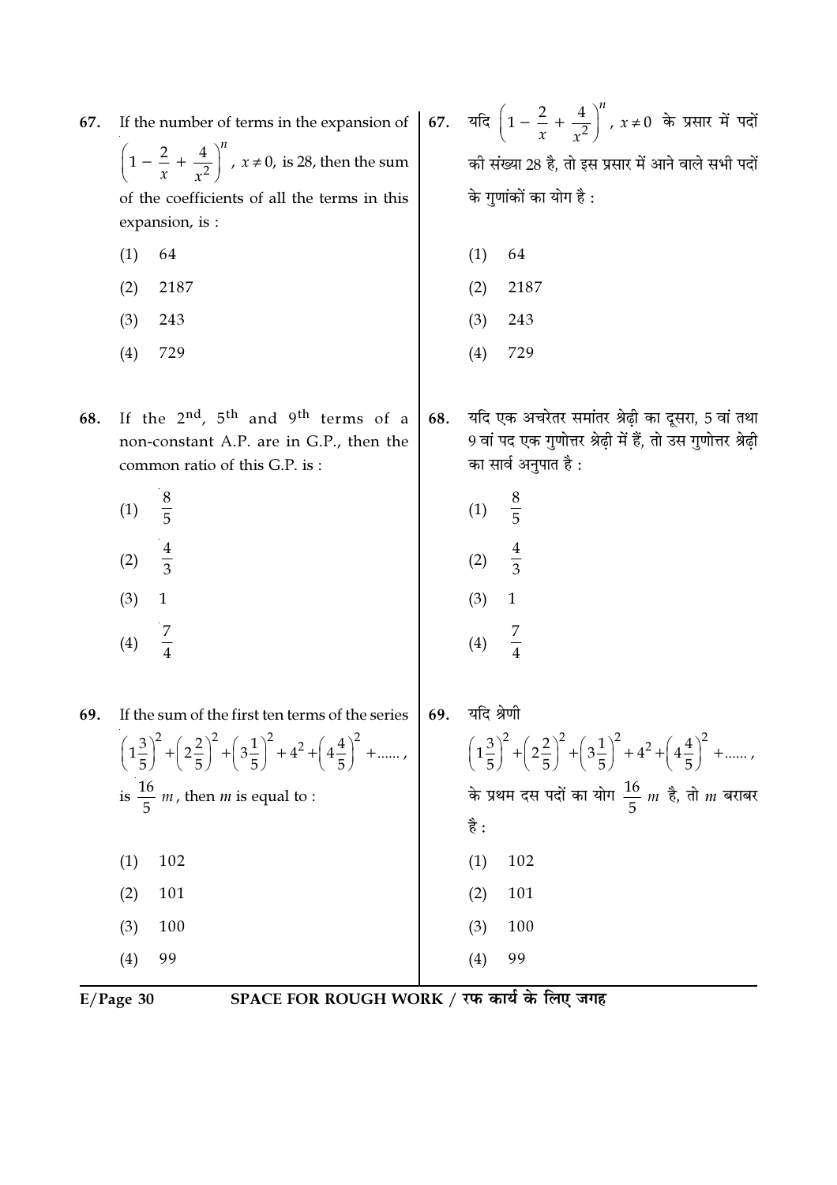67. If the number of terms in the expansion of $\left(1 - \frac{2}{x} + \frac{4}{x^2}\right)^n$, $x \neq 0$, is 28, then the sum of the coefficients of all the terms in this expansion, is :

(1) 64

(2) 2187

(3) 243

(4) 729

67. यदि $\left(1 - \frac{2}{x} + \frac{4}{x^2}\right)^n$, $x \neq 0$ के प्रसार में पदों की संख्या 28 है, तो इस प्रसार में आने वाले सभी पदों के गुणांकों का योग है :

(1) 64

(2) 2187

(3) 243

(4) 729

68. If the 2nd, 5th and 9th terms of a non-constant A.P. are in G.P., then the common ratio of this G.P. is :

(1) $\frac{8}{5}$

(2) $\frac{4}{3}$

(3) 1

(4) $\frac{7}{4}$

68. यदि एक अचरेतर समांतर श्रेढ़ी का दूसरा, 5 वां तथा 9 वां पद एक गुणोत्तर श्रेढ़ी में हैं, तो उस गुणोत्तर श्रेढ़ी का सार्व अनुपात है :

(1) $\frac{8}{5}$

(2) $\frac{4}{3}$

(3) 1

(4) $\frac{7}{4}$

69. If the sum of the first ten terms of the series $\left(1\frac{3}{5}\right)^2 + \left(2\frac{2}{5}\right)^2 + \left(3\frac{1}{5}\right)^2 + 4^2 + \left(4\frac{4}{5}\right)^2 + \ldots\ldots$, is $\frac{16}{5}m$, then $m$ is equal to :

(1) 102

(2) 101

(3) 100

(4) 99

69. यदि श्रेणी $\left(1\frac{3}{5}\right)^2 + \left(2\frac{2}{5}\right)^2 + \left(3\frac{1}{5}\right)^2 + 4^2 + \left(4\frac{4}{5}\right)^2 + \ldots\ldots$, के प्रथम दस पदों का योग $\frac{16}{5}m$ है, तो $m$ बराबर है :

(1) 102

(2) 101

(3) 100

(4) 99

SPACE FOR ROUGH WORK / रफ कार्य के लिए जगह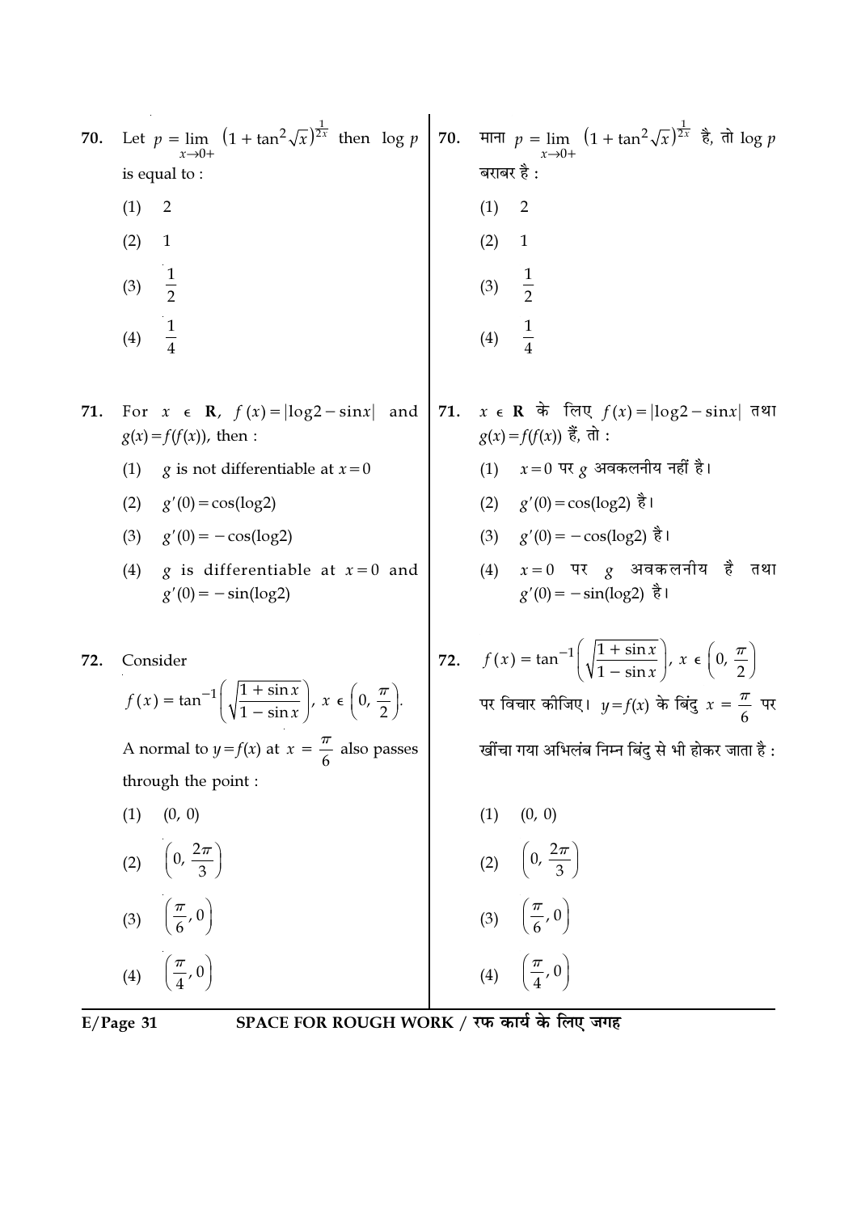70. Let $p = \lim_{x \to 0+} \left(1 + \tan^2 \sqrt{x}\right)^{\frac{1}{2x}}$ then $\log p$ is equal to :

(1) 2

(2) 1

(3) $\frac{1}{2}$

(4) $\frac{1}{4}$

71. For $x \in \mathbf{R}$, $f(x) = |\log 2 - \sin x|$ and $g(x) = f(f(x))$, then :

(1) $g$ is not differentiable at $x = 0$

(2) $g'(0) = \cos(\log 2)$

(3) $g'(0) = -\cos(\log 2)$

(4) $g$ is differentiable at $x = 0$ and $g'(0) = -\sin(\log 2)$

72. Consider

$f(x) = \tan^{-1}\left(\sqrt{\frac{1 + \sin x}{1 - \sin x}}\right)$, $x \in \left(0, \frac{\pi}{2}\right)$.

A normal to $y = f(x)$ at $x = \frac{\pi}{6}$ also passes through the point :

(1) $(0, 0)$

(2) $\left(0, \frac{2\pi}{3}\right)$

(3) $\left(\frac{\pi}{6}, 0\right)$

(4) $\left(\frac{\pi}{4}, 0\right)$

70. माना $p = \lim_{x \to 0+} \left(1 + \tan^2 \sqrt{x}\right)^{\frac{1}{2x}}$ है, तो $\log p$ बराबर है :

(1) 2

(2) 1

(3) $\frac{1}{2}$

(4) $\frac{1}{4}$

71. $x \in \mathbf{R}$ के लिए $f(x) = |\log 2 - \sin x|$ तथा $g(x) = f(f(x))$ हैं, तो :

(1) $x = 0$ पर $g$ अवकलनीय नहीं है।

(2) $g'(0) = \cos(\log 2)$ है।

(3) $g'(0) = -\cos(\log 2)$ है।

(4) $x = 0$ पर $g$ अवकलनीय है तथा $g'(0) = -\sin(\log 2)$ है।

72. $f(x) = \tan^{-1}\left(\sqrt{\frac{1 + \sin x}{1 - \sin x}}\right)$, $x \in \left(0, \frac{\pi}{2}\right)$ पर विचार कीजिए। $y = f(x)$ के बिंदु $x = \frac{\pi}{6}$ पर खींचा गया अभिलंब निम्न बिंदु से भी होकर जाता है :

(1) $(0, 0)$

(2) $\left(0, \frac{2\pi}{3}\right)$

(3) $\left(\frac{\pi}{6}, 0\right)$

(4) $\left(\frac{\pi}{4}, 0\right)$

SPACE FOR ROUGH WORK / रफ कार्य के लिए जगह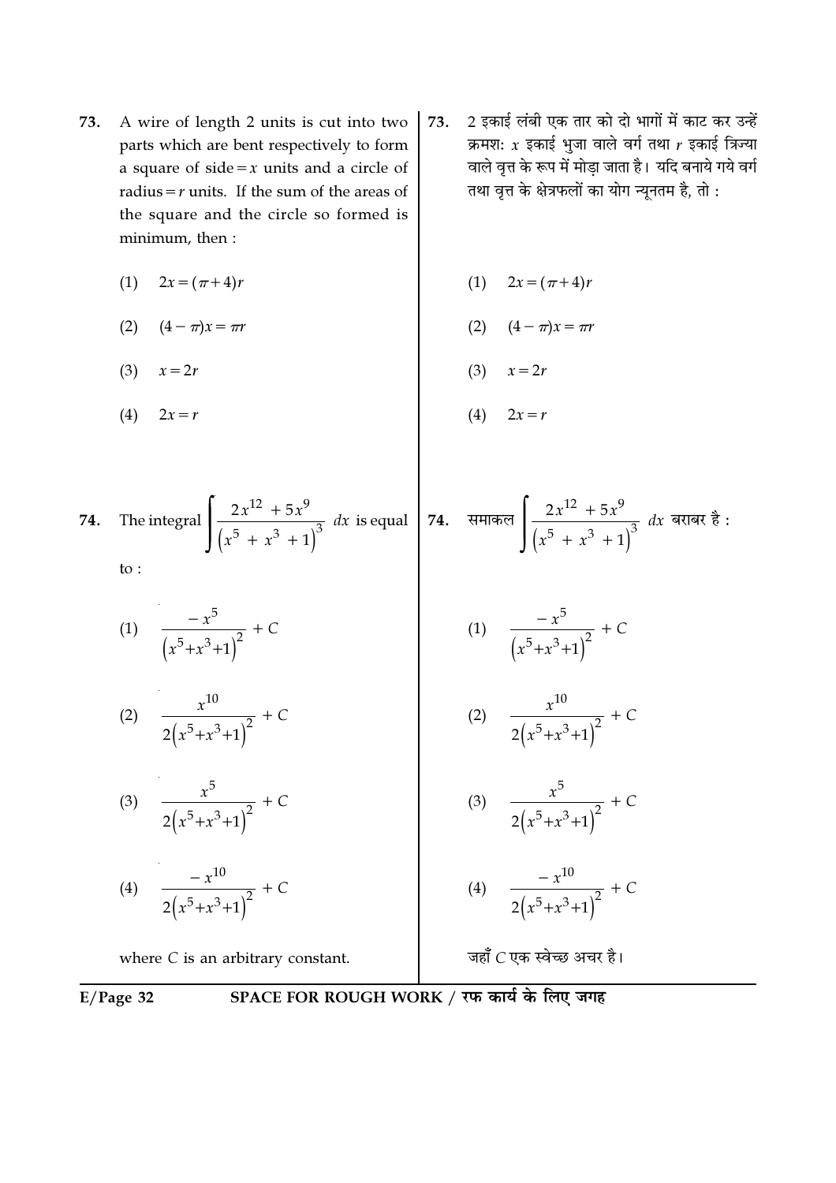73. A wire of length 2 units is cut into two parts which are bent respectively to form a square of side $= x$ units and a circle of radius $= r$ units. If the sum of the areas of the square and the circle so formed is minimum, then :

(1) $2x = (\pi + 4)r$

(2) $(4 - \pi)x = \pi r$

(3) $x = 2r$

(4) $2x = r$

73. 2 इकाई लंबी एक तार को दो भागों में काट कर उन्हें क्रमश: $x$ इकाई भुजा वाले वर्ग तथा $r$ इकाई त्रिज्या वाले वृत्त के रूप में मोड़ा जाता है। यदि बनाये गये वर्ग तथा वृत्त के क्षेत्रफलों का योग न्यूनतम है, तो :

(1) $2x = (\pi + 4)r$

(2) $(4 - \pi)x = \pi r$

(3) $x = 2r$

(4) $2x = r$

74. The integral $\int \frac{2x^{12} + 5x^9}{\left(x^5 + x^3 + 1\right)^3} \, dx$ is equal to :

(1) $\frac{-x^5}{\left(x^5+x^3+1\right)^2} + C$

(2) $\frac{x^{10}}{2\left(x^5+x^3+1\right)^2} + C$

(3) $\frac{x^5}{2\left(x^5+x^3+1\right)^2} + C$

(4) $\frac{-x^{10}}{2\left(x^5+x^3+1\right)^2} + C$

where $C$ is an arbitrary constant.

74. समाकल $\int \frac{2x^{12} + 5x^9}{\left(x^5 + x^3 + 1\right)^3} \, dx$ बराबर है :

(1) $\frac{-x^5}{\left(x^5+x^3+1\right)^2} + C$

(2) $\frac{x^{10}}{2\left(x^5+x^3+1\right)^2} + C$

(3) $\frac{x^5}{2\left(x^5+x^3+1\right)^2} + C$

(4) $\frac{-x^{10}}{2\left(x^5+x^3+1\right)^2} + C$

जहाँ $C$ एक स्वेच्छ अचर है।

SPACE FOR ROUGH WORK / रफ कार्य के लिए जगह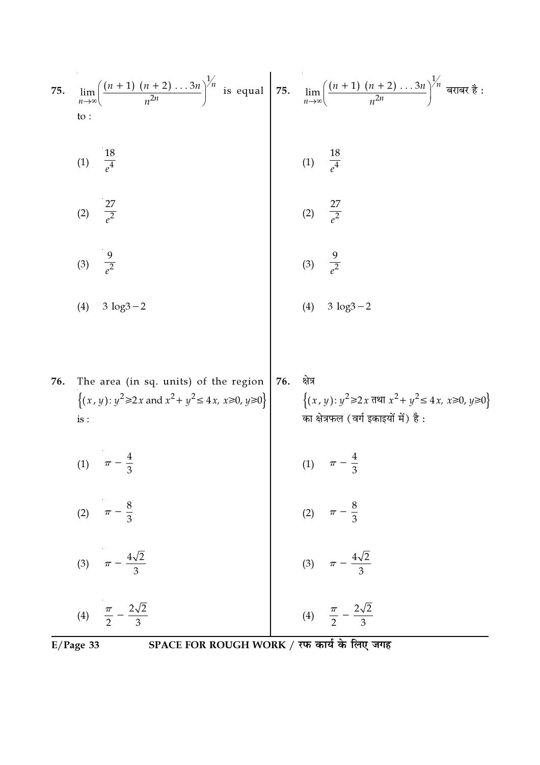75. $\lim_{n\to\infty}\left(\frac{(n+1)\ (n+2)\ \ldots 3n}{n^{2n}}\right)^{1/n}$ is equal to :

(1) $\frac{18}{e^4}$

(2) $\frac{27}{e^2}$

(3) $\frac{9}{e^2}$

(4) $3\log 3-2$

75. $\lim_{n\to\infty}\left(\frac{(n+1)\ (n+2)\ \ldots 3n}{n^{2n}}\right)^{1/n}$ बराबर है :

(1) $\frac{18}{e^4}$

(2) $\frac{27}{e^2}$

(3) $\frac{9}{e^2}$

(4) $3\log 3-2$

76. The area (in sq. units) of the region $\left\{(x, y): y^2 \geqslant 2x \text{ and } x^2+y^2 \leq 4x,\ x \geqslant 0,\ y \geqslant 0\right\}$ is :

(1) $\pi - \frac{4}{3}$

(2) $\pi - \frac{8}{3}$

(3) $\pi - \frac{4\sqrt{2}}{3}$

(4) $\frac{\pi}{2} - \frac{2\sqrt{2}}{3}$

76. क्षेत्र $\left\{(x, y): y^2 \geqslant 2x \text{ तथा } x^2+y^2 \leq 4x,\ x \geqslant 0,\ y \geqslant 0\right\}$ का क्षेत्रफल (वर्ग इकाइयों में) है :

(1) $\pi - \frac{4}{3}$

(2) $\pi - \frac{8}{3}$

(3) $\pi - \frac{4\sqrt{2}}{3}$

(4) $\frac{\pi}{2} - \frac{2\sqrt{2}}{3}$

SPACE FOR ROUGH WORK / रफ कार्य के लिए जगह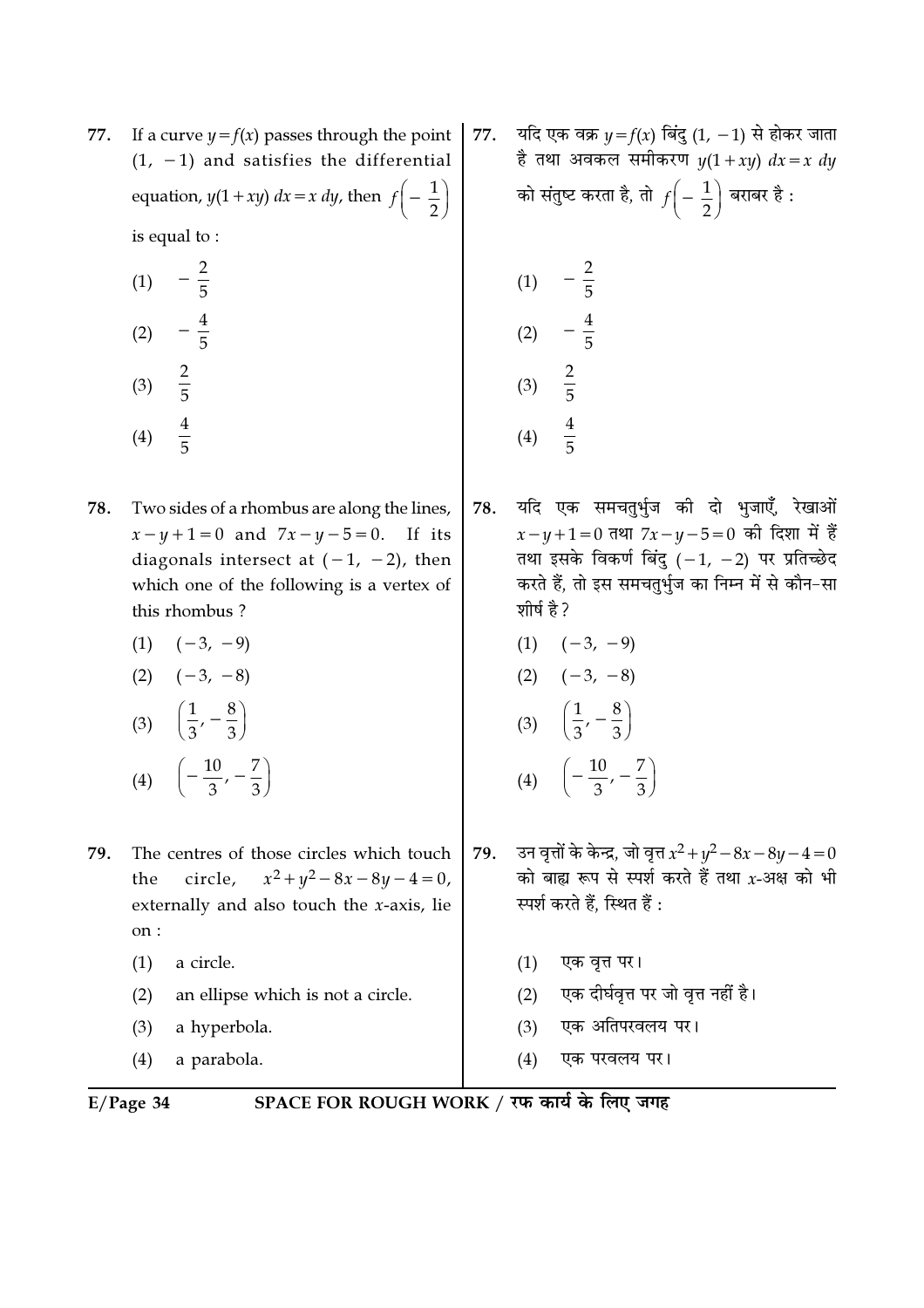77. If a curve $y = f(x)$ passes through the point $(1, -1)$ and satisfies the differential equation, $y(1 + xy)\,dx = x\,dy$, then $f\left(-\frac{1}{2}\right)$ is equal to :

(1) $-\frac{2}{5}$

(2) $-\frac{4}{5}$

(3) $\frac{2}{5}$

(4) $\frac{4}{5}$

77. यदि एक वक्र $y = f(x)$ बिंदु $(1, -1)$ से होकर जाता है तथा अवकल समीकरण $y(1 + xy)\,dx = x\,dy$ को संतुष्ट करता है, तो $f\left(-\frac{1}{2}\right)$ बराबर है :

(1) $-\frac{2}{5}$

(2) $-\frac{4}{5}$

(3) $\frac{2}{5}$

(4) $\frac{4}{5}$

78. Two sides of a rhombus are along the lines, $x - y + 1 = 0$ and $7x - y - 5 = 0$. If its diagonals intersect at $(-1, -2)$, then which one of the following is a vertex of this rhombus ?

(1) $(-3, -9)$

(2) $(-3, -8)$

(3) $\left(\frac{1}{3}, -\frac{8}{3}\right)$

(4) $\left(-\frac{10}{3}, -\frac{7}{3}\right)$

78. यदि एक समचतुर्भुज की दो भुजाएँ, रेखाओं $x - y + 1 = 0$ तथा $7x - y - 5 = 0$ की दिशा में हैं तथा इसके विकर्ण बिंदु $(-1, -2)$ पर प्रतिच्छेद करते हैं, तो इस समचतुर्भुज का निम्न में से कौन-सा शीर्ष है ?

(1) $(-3, -9)$

(2) $(-3, -8)$

(3) $\left(\frac{1}{3}, -\frac{8}{3}\right)$

(4) $\left(-\frac{10}{3}, -\frac{7}{3}\right)$

79. The centres of those circles which touch the circle, $x^2 + y^2 - 8x - 8y - 4 = 0$, externally and also touch the $x$-axis, lie on :

(1) a circle.

(2) an ellipse which is not a circle.

(3) a hyperbola.

(4) a parabola.

79. उन वृत्तों के केन्द्र, जो वृत्त $x^2 + y^2 - 8x - 8y - 4 = 0$ को बाह्य रूप से स्पर्श करते हैं तथा $x$-अक्ष को भी स्पर्श करते हैं, स्थित हैं :

(1) एक वृत्त पर।

(2) एक दीर्घवृत्त पर जो वृत्त नहीं है।

(3) एक अतिपरवलय पर।

(4) एक परवलय पर।

SPACE FOR ROUGH WORK / रफ कार्य के लिए जगह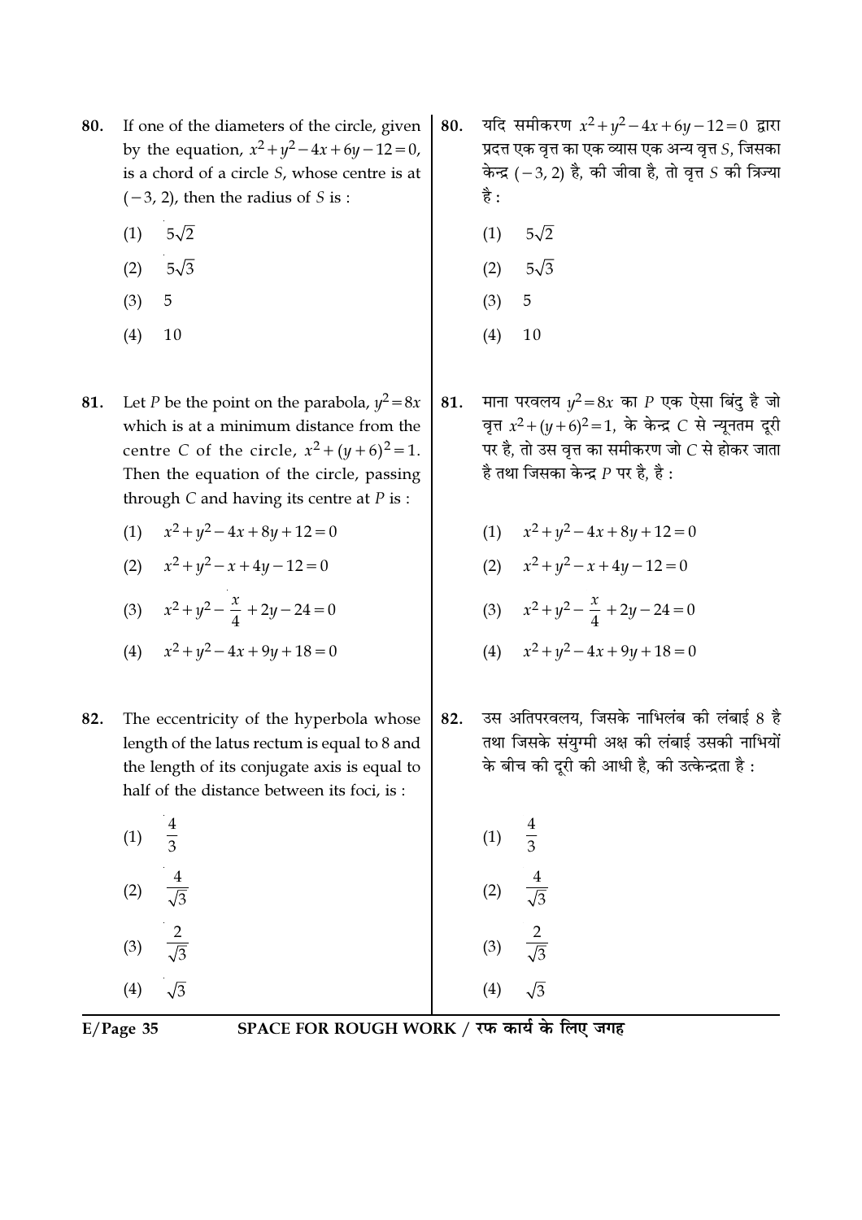80. If one of the diameters of the circle, given by the equation, $x^2+y^2-4x+6y-12=0$, is a chord of a circle $S$, whose centre is at $(-3, 2)$, then the radius of $S$ is :

(1) $5\sqrt{2}$

(2) $5\sqrt{3}$

(3) $5$

(4) $10$

80. यदि समीकरण $x^2+y^2-4x+6y-12=0$ द्वारा प्रदत्त एक वृत्त का एक व्यास एक अन्य वृत्त $S$, जिसका केन्द्र $(-3, 2)$ है, की जीवा है, तो वृत्त $S$ की त्रिज्या है :

(1) $5\sqrt{2}$

(2) $5\sqrt{3}$

(3) $5$

(4) $10$

81. Let $P$ be the point on the parabola, $y^2=8x$ which is at a minimum distance from the centre $C$ of the circle, $x^2+(y+6)^2=1$. Then the equation of the circle, passing through $C$ and having its centre at $P$ is :

(1) $x^2+y^2-4x+8y+12=0$

(2) $x^2+y^2-x+4y-12=0$

(3) $x^2+y^2-\frac{x}{4}+2y-24=0$

(4) $x^2+y^2-4x+9y+18=0$

81. माना परवलय $y^2=8x$ का $P$ एक ऐसा बिंदु है जो वृत्त $x^2+(y+6)^2=1$, के केन्द्र $C$ से न्यूनतम दूरी पर है, तो उस वृत्त का समीकरण जो $C$ से होकर जाता है तथा जिसका केन्द्र $P$ पर है, है :

(1) $x^2+y^2-4x+8y+12=0$

(2) $x^2+y^2-x+4y-12=0$

(3) $x^2+y^2-\frac{x}{4}+2y-24=0$

(4) $x^2+y^2-4x+9y+18=0$

82. The eccentricity of the hyperbola whose length of the latus rectum is equal to 8 and the length of its conjugate axis is equal to half of the distance between its foci, is :

(1) $\frac{4}{3}$

(2) $\frac{4}{\sqrt{3}}$

(3) $\frac{2}{\sqrt{3}}$

(4) $\sqrt{3}$

82. उस अतिपरवलय, जिसके नाभिलंब की लंबाई 8 है तथा जिसके संयुग्मी अक्ष की लंबाई उसकी नाभियों के बीच की दूरी की आधी है, की उत्केन्द्रता है :

(1) $\frac{4}{3}$

(2) $\frac{4}{\sqrt{3}}$

(3) $\frac{2}{\sqrt{3}}$

(4) $\sqrt{3}$

SPACE FOR ROUGH WORK / रफ कार्य के लिए जगह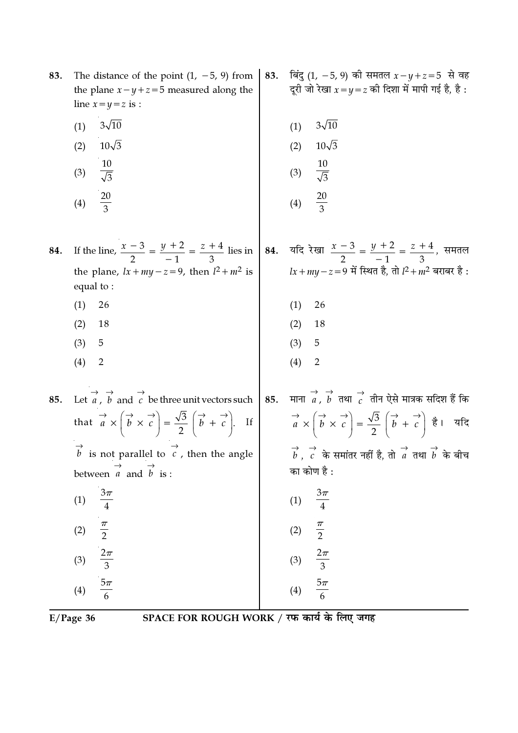83. The distance of the point $(1, -5, 9)$ from the plane $x-y+z=5$ measured along the line $x=y=z$ is :

(1) $3\sqrt{10}$

(2) $10\sqrt{3}$

(3) $\frac{10}{\sqrt{3}}$

(4) $\frac{20}{3}$

83. बिंदु $(1, -5, 9)$ की समतल $x-y+z=5$ से वह दूरी जो रेखा $x=y=z$ की दिशा में मापी गई है, है :

(1) $3\sqrt{10}$

(2) $10\sqrt{3}$

(3) $\frac{10}{\sqrt{3}}$

(4) $\frac{20}{3}$

84. If the line, $\frac{x-3}{2} = \frac{y+2}{-1} = \frac{z+4}{3}$ lies in the plane, $lx+my-z=9$, then $l^2+m^2$ is equal to :

(1) 26

(2) 18

(3) 5

(4) 2

84. यदि रेखा $\frac{x-3}{2} = \frac{y+2}{-1} = \frac{z+4}{3}$, समतल $lx+my-z=9$ में स्थित है, तो $l^2+m^2$ बराबर है :

(1) 26

(2) 18

(3) 5

(4) 2

85. Let $\vec{a}$, $\vec{b}$ and $\vec{c}$ be three unit vectors such that $\vec{a} \times \left(\vec{b} \times \vec{c}\right) = \frac{\sqrt{3}}{2}\left(\vec{b} + \vec{c}\right)$. If $\vec{b}$ is not parallel to $\vec{c}$, then the angle between $\vec{a}$ and $\vec{b}$ is :

(1) $\frac{3\pi}{4}$

(2) $\frac{\pi}{2}$

(3) $\frac{2\pi}{3}$

(4) $\frac{5\pi}{6}$

85. माना $\vec{a}$, $\vec{b}$ तथा $\vec{c}$ तीन ऐसे मात्रक सदिश हैं कि $\vec{a} \times \left(\vec{b} \times \vec{c}\right) = \frac{\sqrt{3}}{2}\left(\vec{b} + \vec{c}\right)$ है। यदि $\vec{b}$, $\vec{c}$ के समांतर नहीं है, तो $\vec{a}$ तथा $\vec{b}$ के बीच का कोण है :

(1) $\frac{3\pi}{4}$

(2) $\frac{\pi}{2}$

(3) $\frac{2\pi}{3}$

(4) $\frac{5\pi}{6}$

SPACE FOR ROUGH WORK / रफ कार्य के लिए जगह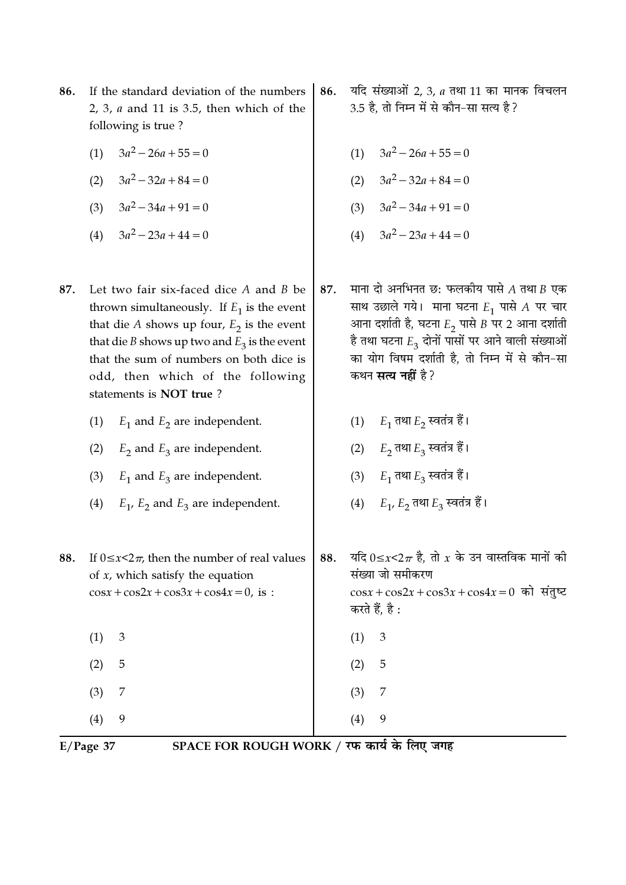86. If the standard deviation of the numbers 2, 3, $a$ and 11 is 3.5, then which of the following is true ?

(1) $3a^2 - 26a + 55 = 0$

(2) $3a^2 - 32a + 84 = 0$

(3) $3a^2 - 34a + 91 = 0$

(4) $3a^2 - 23a + 44 = 0$

86. यदि संख्याओं 2, 3, $a$ तथा 11 का मानक विचलन 3.5 है, तो निम्न में से कौन-सा सत्य है ?

(1) $3a^2 - 26a + 55 = 0$

(2) $3a^2 - 32a + 84 = 0$

(3) $3a^2 - 34a + 91 = 0$

(4) $3a^2 - 23a + 44 = 0$

87. Let two fair six-faced dice $A$ and $B$ be thrown simultaneously. If $E_1$ is the event that die $A$ shows up four, $E_2$ is the event that die $B$ shows up two and $E_3$ is the event that the sum of numbers on both dice is odd, then which of the following statements is **NOT true** ?

(1) $E_1$ and $E_2$ are independent.

(2) $E_2$ and $E_3$ are independent.

(3) $E_1$ and $E_3$ are independent.

(4) $E_1$, $E_2$ and $E_3$ are independent.

87. माना दो अनभिनत छः फलकीय पासे $A$ तथा $B$ एक साथ उछाले गये। माना घटना $E_1$ पासे $A$ पर चार आना दर्शाती है, घटना $E_2$ पासे $B$ पर 2 आना दर्शाती है तथा घटना $E_3$ दोनों पासों पर आने वाली संख्याओं का योग विषम दर्शाती है, तो निम्न में से कौन-सा कथन **सत्य नहीं** है ?

(1) $E_1$ तथा $E_2$ स्वतंत्र हैं।

(2) $E_2$ तथा $E_3$ स्वतंत्र हैं।

(3) $E_1$ तथा $E_3$ स्वतंत्र हैं।

(4) $E_1$, $E_2$ तथा $E_3$ स्वतंत्र हैं।

88. If $0 \leq x < 2\pi$, then the number of real values of $x$, which satisfy the equation $\cos x + \cos 2x + \cos 3x + \cos 4x = 0$, is :

(1) 3

(2) 5

(3) 7

(4) 9

88. यदि $0 \leq x < 2\pi$ है, तो $x$ के उन वास्तविक मानों की संख्या जो समीकरण $\cos x + \cos 2x + \cos 3x + \cos 4x = 0$ को संतुष्ट करते हैं, है :

(1) 3

(2) 5

(3) 7

(4) 9

SPACE FOR ROUGH WORK / रफ कार्य के लिए जगह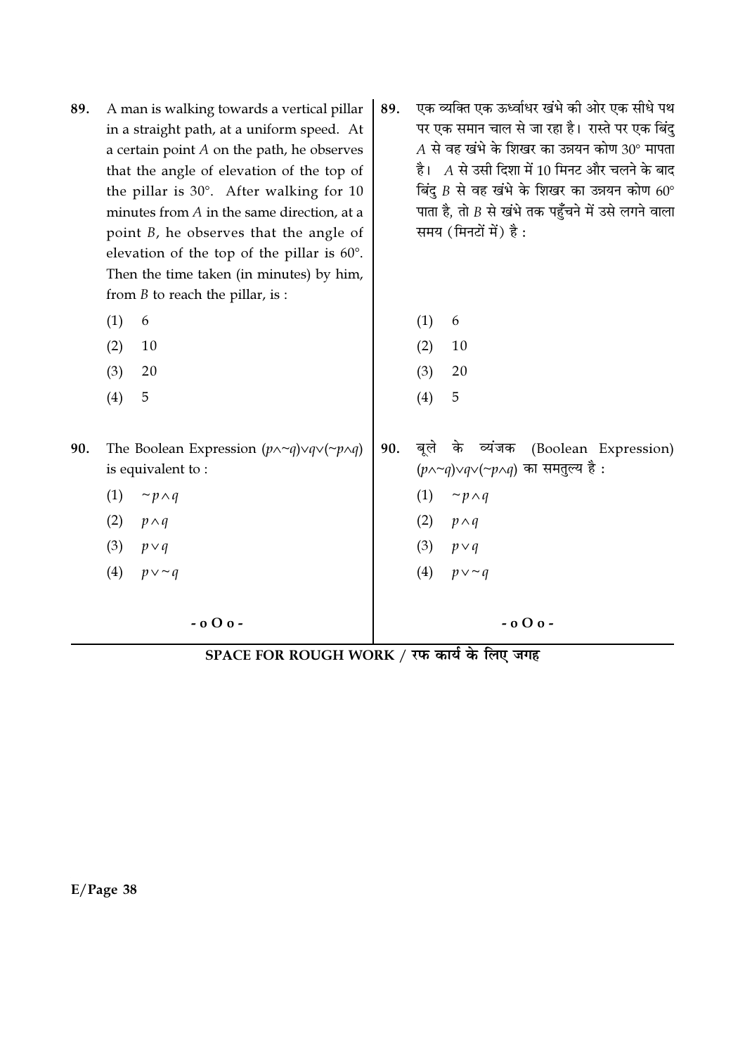89. A man is walking towards a vertical pillar in a straight path, at a uniform speed. At a certain point $A$ on the path, he observes that the angle of elevation of the top of the pillar is 30°. After walking for 10 minutes from $A$ in the same direction, at a point $B$, he observes that the angle of elevation of the top of the pillar is 60°. Then the time taken (in minutes) by him, from $B$ to reach the pillar, is :

(1) 6

(2) 10

(3) 20

(4) 5

89. एक व्यक्ति एक ऊर्ध्वाधर खंभे की ओर एक सीधे पथ पर एक समान चाल से जा रहा है। रास्ते पर एक बिंदु $A$ से वह खंभे के शिखर का उन्नयन कोण 30° मापता है। $A$ से उसी दिशा में 10 मिनट और चलने के बाद बिंदु $B$ से वह खंभे के शिखर का उन्नयन कोण 60° पाता है, तो $B$ से खंभे तक पहुँचने में उसे लगने वाला समय (मिनटों में) है :

(1) 6

(2) 10

(3) 20

(4) 5

90. The Boolean Expression $(p \wedge \sim q) \vee q \vee (\sim p \wedge q)$ is equivalent to :

(1) $\sim p \wedge q$

(2) $p \wedge q$

(3) $p \vee q$

(4) $p \vee \sim q$

90. बूले के व्यंजक (Boolean Expression) $(p \wedge \sim q) \vee q \vee (\sim p \wedge q)$ का समतुल्य है :

(1) $\sim p \wedge q$

(2) $p \wedge q$

(3) $p \vee q$

(4) $p \vee \sim q$

- o O o -

**SPACE FOR ROUGH WORK / रफ कार्य के लिए जगह**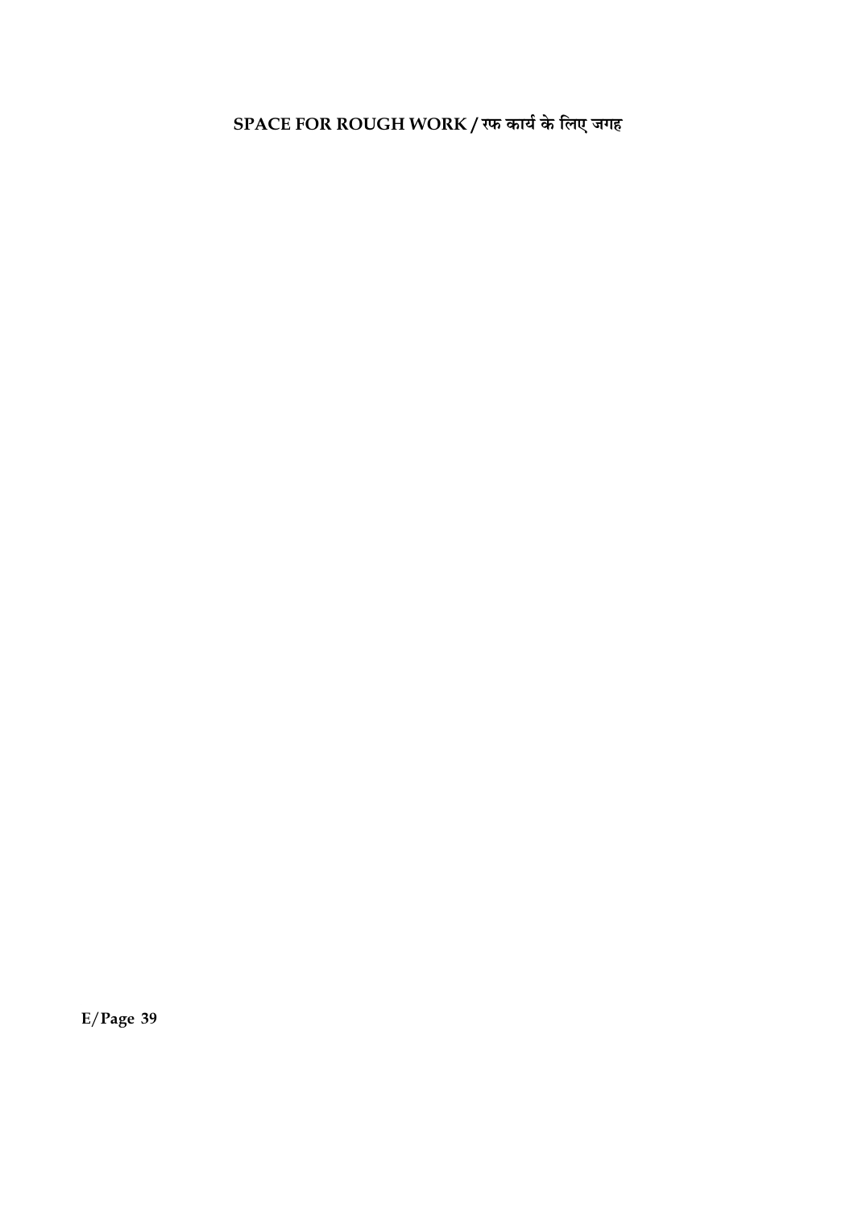SPACE FOR ROUGH WORK / रफ कार्य के लिए जगह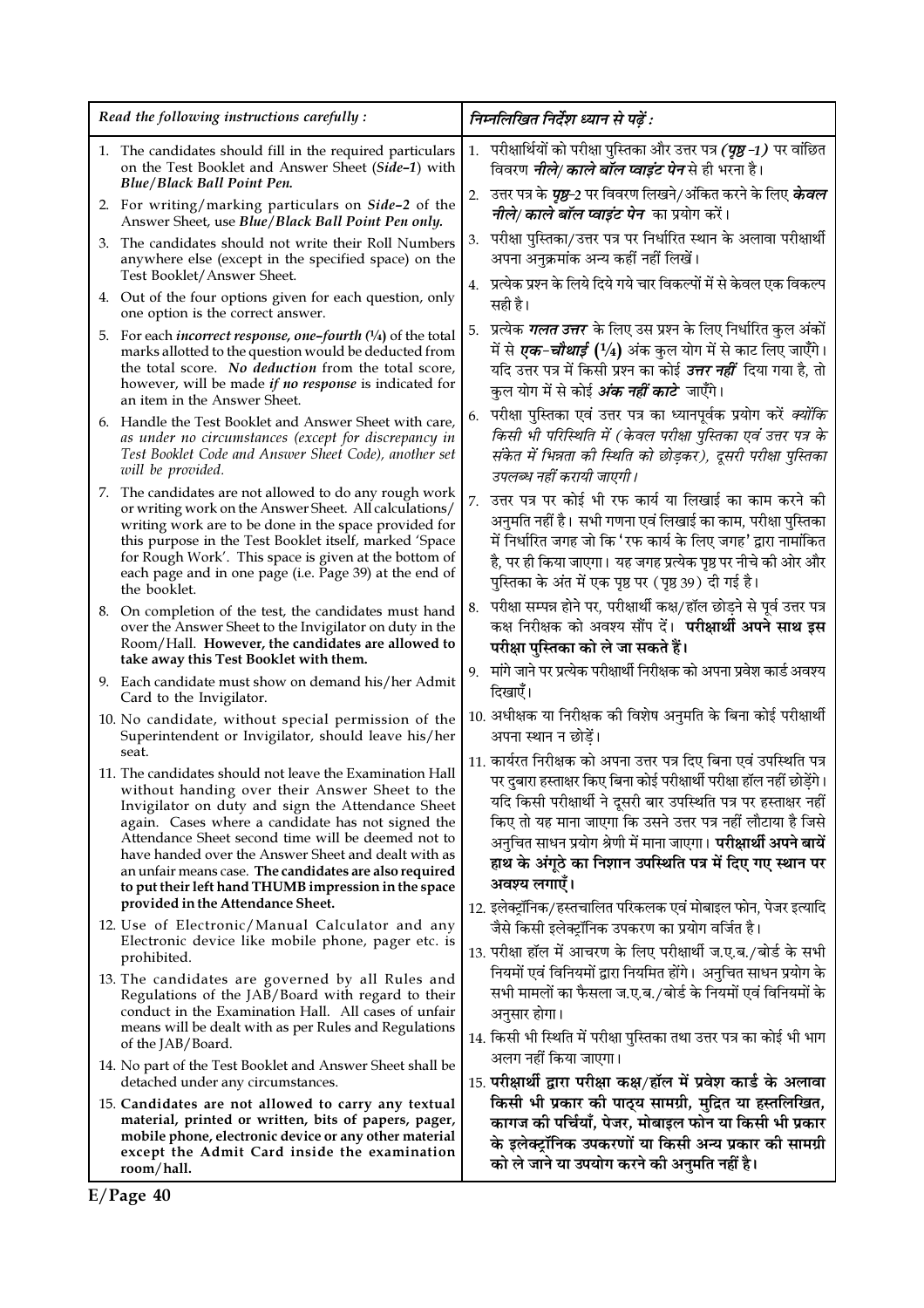| *Read the following instructions carefully :* | *निम्नलिखित निर्देश ध्यान से पढ़ें :* |
|---|---|
| 1. The candidates should fill in the required particulars on the Test Booklet and Answer Sheet (*Side–1*) with ***Blue/Black Ball Point Pen.*** | 1. परीक्षार्थियों को परीक्षा पुस्तिका और उत्तर पत्र ***(पृष्ठ -1)*** पर वांछित विवरण ***नीले/ काले बॉल प्वाइंट पेन*** से ही भरना है। |
| 2. For writing/marking particulars on ***Side–2*** of the Answer Sheet, use ***Blue/Black Ball Point Pen only.*** | 2. उत्तर पत्र के ***पृष्ठ-2*** पर विवरण लिखने/अंकित करने के लिए ***केवल नीले/ काले बॉल प्वाइंट पेन*** का प्रयोग करें। |
| 3. The candidates should not write their Roll Numbers anywhere else (except in the specified space) on the Test Booklet/Answer Sheet. | 3. परीक्षा पुस्तिका/उत्तर पत्र पर निर्धारित स्थान के अलावा परीक्षार्थी अपना अनुक्रमांक अन्य कहीं नहीं लिखें। |
| 4. Out of the four options given for each question, only one option is the correct answer. | 4. प्रत्येक प्रश्न के लिये दिये गये चार विकल्पों में से केवल एक विकल्प सही है। |
| 5. For each *incorrect response, one–fourth* (¼) of the total marks allotted to the question would be deducted from the total score. *No deduction* from the total score, however, will be made *if no response* is indicated for an item in the Answer Sheet. | 5. प्रत्येक ***गलत उत्तर*** के लिए उस प्रश्न के लिए निर्धारित कुल अंकों में से ***एक-चौथाई (1/4)*** अंक कुल योग में से काट लिए जाएँगे। यदि उत्तर पत्र में किसी प्रश्न का कोई ***उत्तर नहीं*** दिया गया है, तो कुल योग में से कोई ***अंक नहीं काटे*** जाएँगे। |
| 6. Handle the Test Booklet and Answer Sheet with care, *as under no circumstances (except for discrepancy in Test Booklet Code and Answer Sheet Code), another set will be provided.* | 6. परीक्षा पुस्तिका एवं उत्तर पत्र का ध्यानपूर्वक प्रयोग करें *क्योंकि किसी भी परिस्थिति में (केवल परीक्षा पुस्तिका एवं उत्तर पत्र के संकेत में भिन्नता की स्थिति को छोड़कर), दूसरी परीक्षा पुस्तिका उपलब्ध नहीं करायी जाएगी।* |
| 7. The candidates are not allowed to do any rough work or writing work on the Answer Sheet. All calculations/writing work are to be done in the space provided for this purpose in the Test Booklet itself, marked 'Space for Rough Work'. This space is given at the bottom of each page and in one page (i.e. Page 39) at the end of the booklet. | 7. उत्तर पत्र पर कोई भी रफ कार्य या लिखाई का काम करने की अनुमति नहीं है। सभी गणना एवं लिखाई का काम, परीक्षा पुस्तिका में निर्धारित जगह जो कि 'रफ कार्य के लिए जगह' द्वारा नामांकित है, पर ही किया जाएगा। यह जगह प्रत्येक पृष्ठ पर नीचे की ओर और पुस्तिका के अंत में एक पृष्ठ पर (पृष्ठ 39) दी गई है। |
| 8. On completion of the test, the candidates must hand over the Answer Sheet to the Invigilator on duty in the Room/Hall. **However, the candidates are allowed to take away this Test Booklet with them.** | 8. परीक्षा सम्पन्न होने पर, परीक्षार्थी कक्ष/हॉल छोड़ने से पूर्व उत्तर पत्र कक्ष निरीक्षक को अवश्य सौंप दें। **परीक्षार्थी अपने साथ इस परीक्षा पुस्तिका को ले जा सकते हैं।** |
| 9. Each candidate must show on demand his/her Admit Card to the Invigilator. | 9. मांगे जाने पर प्रत्येक परीक्षार्थी निरीक्षक को अपना प्रवेश कार्ड अवश्य दिखाएँ। |
| 10. No candidate, without special permission of the Superintendent or Invigilator, should leave his/her seat. | 10. अधीक्षक या निरीक्षक की विशेष अनुमति के बिना कोई परीक्षार्थी अपना स्थान न छोड़ें। |
| 11. The candidates should not leave the Examination Hall without handing over their Answer Sheet to the Invigilator on duty and sign the Attendance Sheet again. Cases where a candidate has not signed the Attendance Sheet second time will be deemed not to have handed over the Answer Sheet and dealt with as an unfair means case. **The candidates are also required to put their left hand THUMB impression in the space provided in the Attendance Sheet.** | 11. कार्यरत निरीक्षक को अपना उत्तर पत्र दिए बिना एवं उपस्थिति पत्र पर दुबारा हस्ताक्षर किए बिना कोई परीक्षार्थी परीक्षा हॉल नहीं छोड़ेंगे। यदि किसी परीक्षार्थी ने दूसरी बार उपस्थिति पत्र पर हस्ताक्षर नहीं किए तो यह माना जाएगा कि उसने उत्तर पत्र नहीं लौटाया है जिसे अनुचित साधन प्रयोग श्रेणी में माना जाएगा। **परीक्षार्थी अपने बायें हाथ के अंगूठे का निशान उपस्थिति पत्र में दिए गए स्थान पर अवश्य लगाएँ।** |
| 12. Use of Electronic/Manual Calculator and any Electronic device like mobile phone, pager etc. is prohibited. | 12. इलेक्ट्रॉनिक/हस्तचालित परिकलक एवं मोबाइल फोन, पेजर इत्यादि जैसे किसी इलेक्ट्रॉनिक उपकरण का प्रयोग वर्जित है। |
| 13. The candidates are governed by all Rules and Regulations of the JAB/Board with regard to their conduct in the Examination Hall. All cases of unfair means will be dealt with as per Rules and Regulations of the JAB/Board. | 13. परीक्षा हॉल में आचरण के लिए परीक्षार्थी ज.ए.ब./बोर्ड के सभी नियमों एवं विनियमों द्वारा नियमित होंगे। अनुचित साधन प्रयोग के सभी मामलों का फैसला ज.ए.ब./बोर्ड के नियमों एवं विनियमों के अनुसार होगा। |
| 14. No part of the Test Booklet and Answer Sheet shall be detached under any circumstances. | 14. किसी भी स्थिति में परीक्षा पुस्तिका तथा उत्तर पत्र का कोई भी भाग अलग नहीं किया जाएगा। |
| 15. **Candidates are not allowed to carry any textual material, printed or written, bits of papers, pager, mobile phone, electronic device or any other material except the Admit Card inside the examination room/hall.** | 15. **परीक्षार्थी द्वारा परीक्षा कक्ष/हॉल में प्रवेश कार्ड के अलावा किसी भी प्रकार की पाठ्य सामग्री, मुद्रित या हस्तलिखित, कागज की पर्चियाँ, पेजर, मोबाइल फोन या किसी भी प्रकार के इलेक्ट्रॉनिक उपकरणों या किसी अन्य प्रकार की सामग्री को ले जाने या उपयोग करने की अनुमति नहीं है।** |